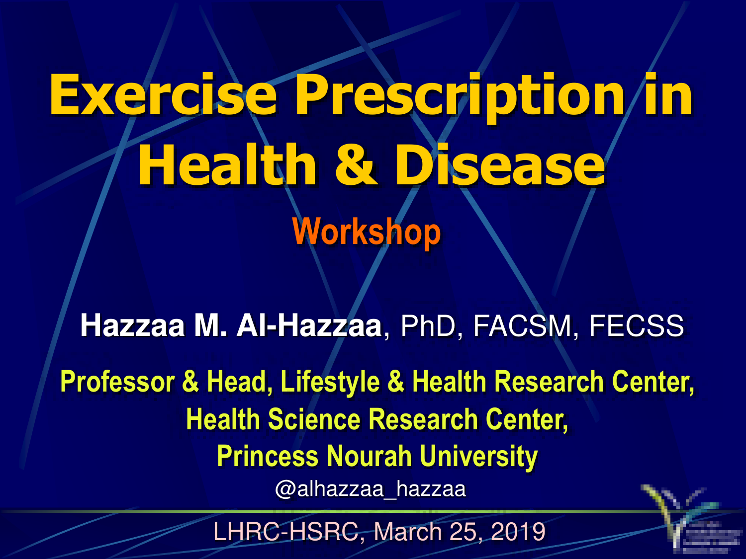# Exercise Prescription in Health & Disease

## Workshop

**Hazzaa M. Al-Hazzaa**, PhD, FACSM, FECSS

**Professor & Head, Lifestyle & Health Research Center, Health Science Research Center, Princess Nourah University**

@alhazzaa_hazzaa

LHRC-HSRC, March 25, 2019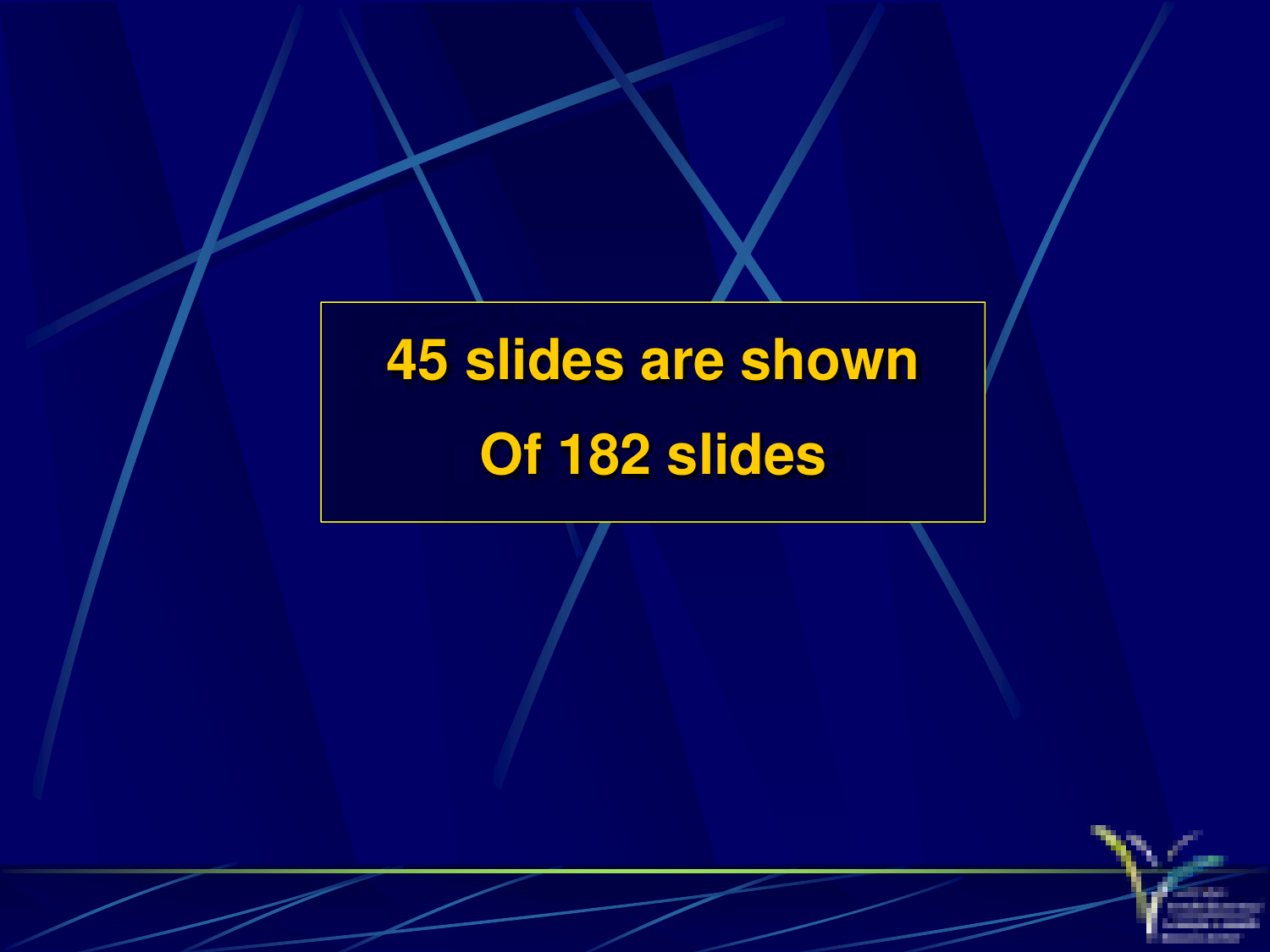45 slides are shown

Of 182 slides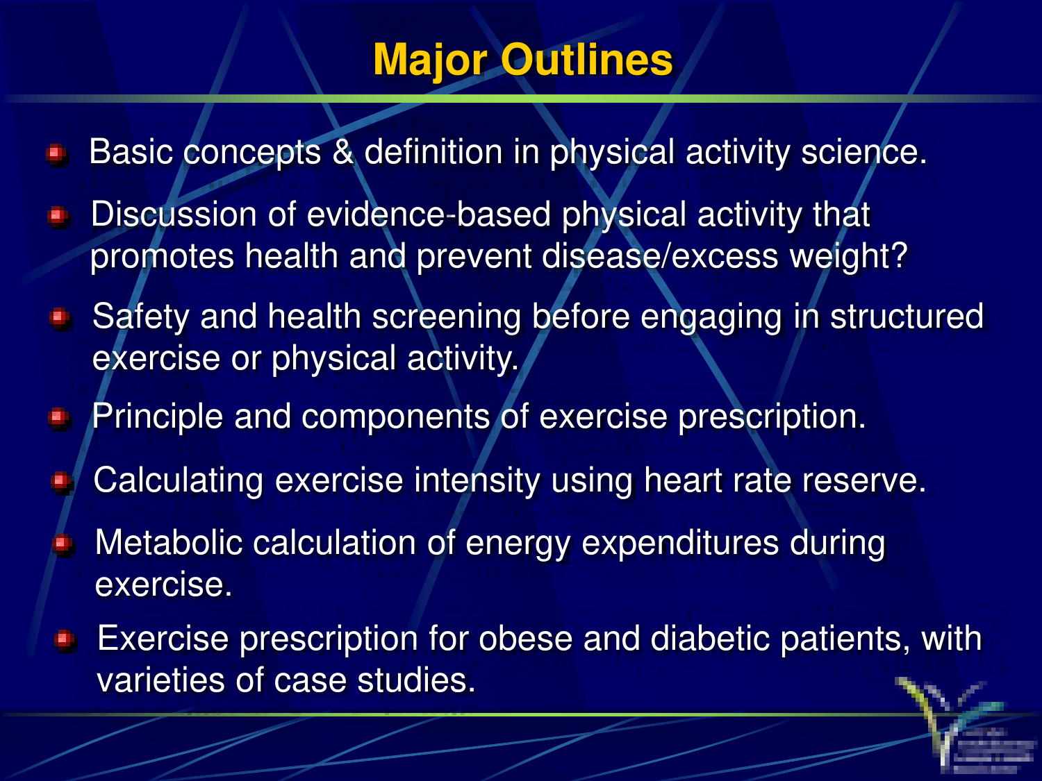# Major Outlines

- Basic concepts & definition in physical activity science.
- Discussion of evidence-based physical activity that promotes health and prevent disease/excess weight?
- Safety and health screening before engaging in structured exercise or physical activity.
- Principle and components of exercise prescription.
- Calculating exercise intensity using heart rate reserve.
- Metabolic calculation of energy expenditures during exercise.
- Exercise prescription for obese and diabetic patients, with varieties of case studies.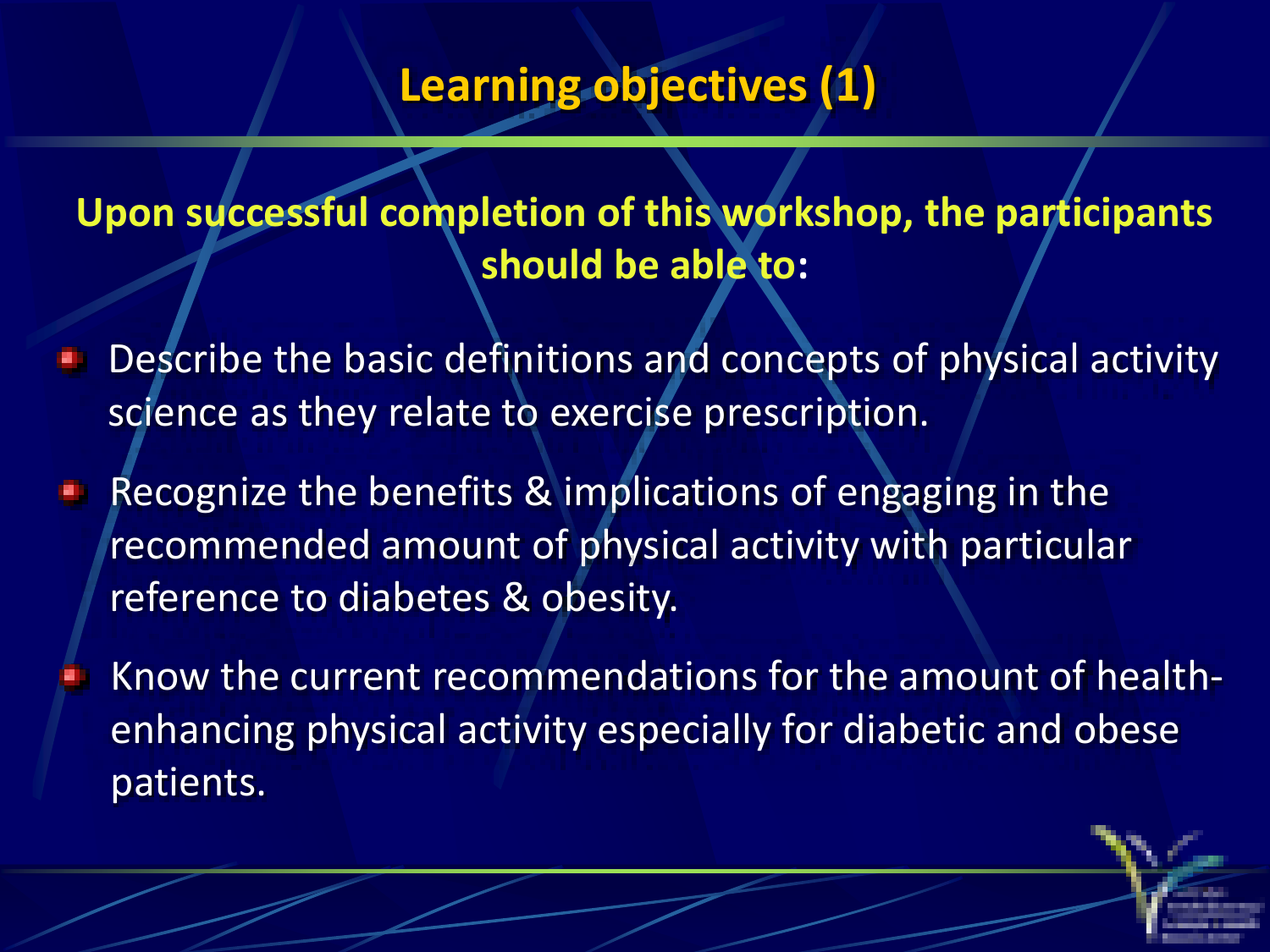# Learning objectives (1)

**Upon successful completion of this workshop, the participants should be able to:**

- Describe the basic definitions and concepts of physical activity science as they relate to exercise prescription.
- Recognize the benefits & implications of engaging in the recommended amount of physical activity with particular reference to diabetes & obesity.
- Know the current recommendations for the amount of health-enhancing physical activity especially for diabetic and obese patients.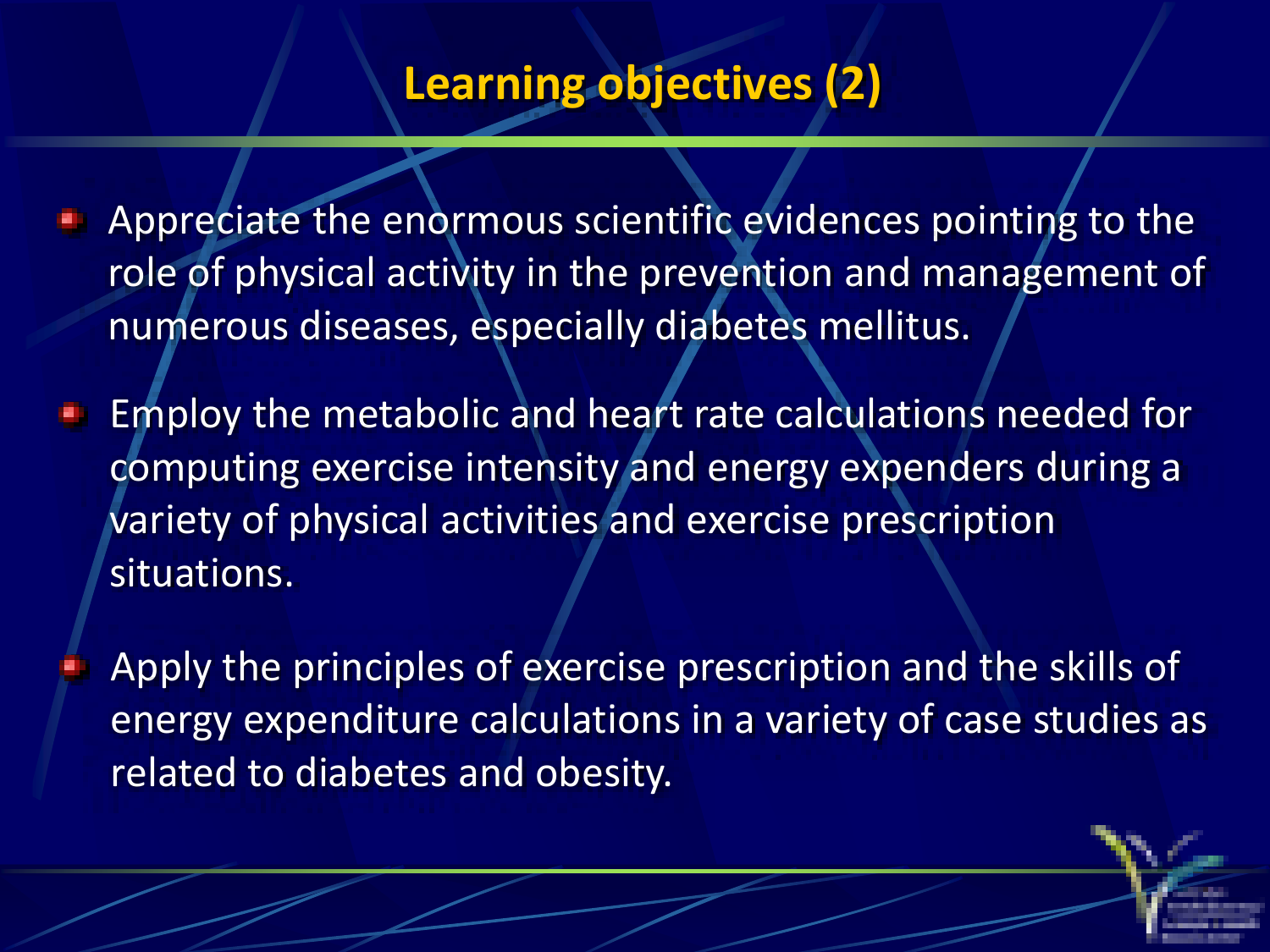## Learning objectives (2)

- Appreciate the enormous scientific evidences pointing to the role of physical activity in the prevention and management of numerous diseases, especially diabetes mellitus.
- Employ the metabolic and heart rate calculations needed for computing exercise intensity and energy expenders during a variety of physical activities and exercise prescription situations.
- Apply the principles of exercise prescription and the skills of energy expenditure calculations in a variety of case studies as related to diabetes and obesity.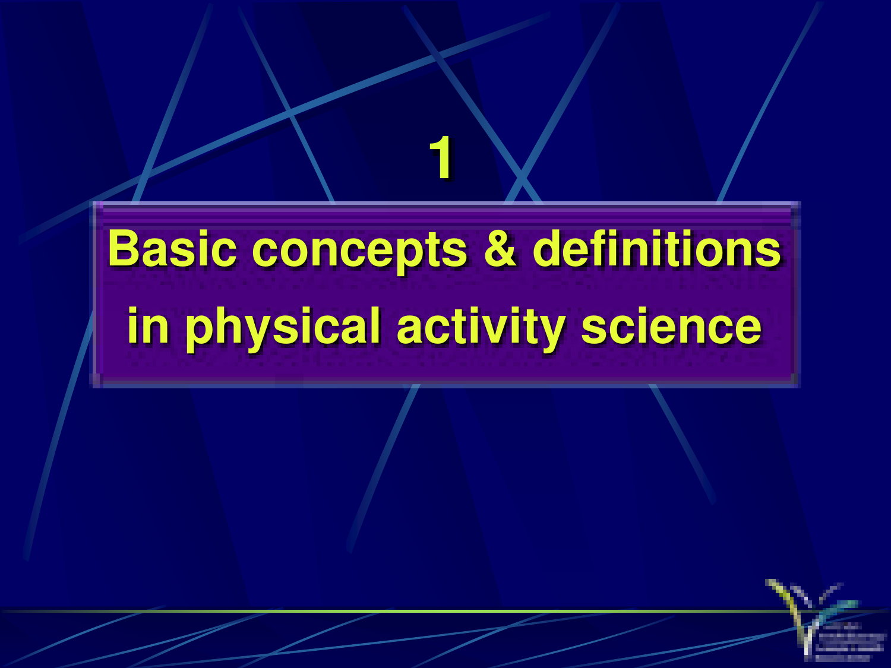# 1

# Basic concepts & definitions in physical activity science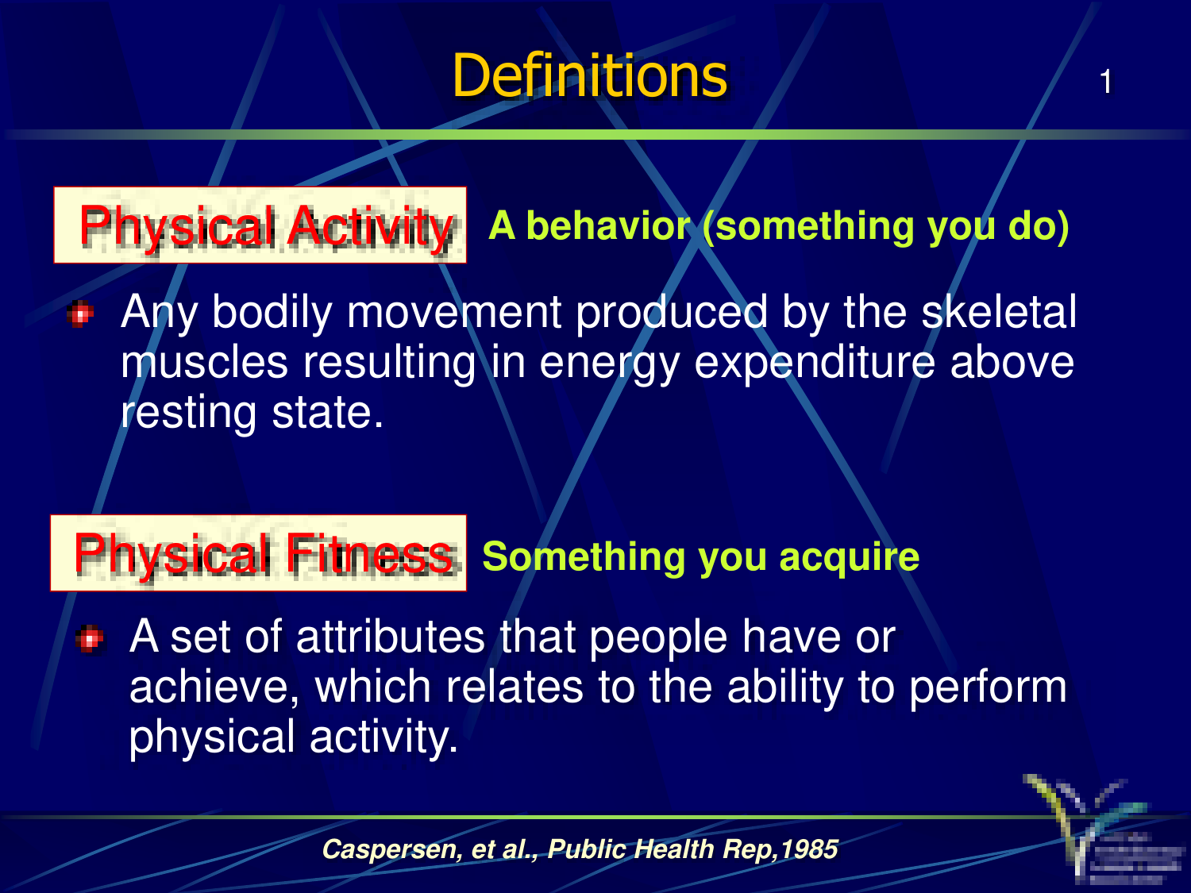# Definitions

**Physical Activity** **A behavior (something you do)**

- Any bodily movement produced by the skeletal muscles resulting in energy expenditure above resting state.

**Physical Fitness** **Something you acquire**

- A set of attributes that people have or achieve, which relates to the ability to perform physical activity.

***Caspersen, et al., Public Health Rep,1985***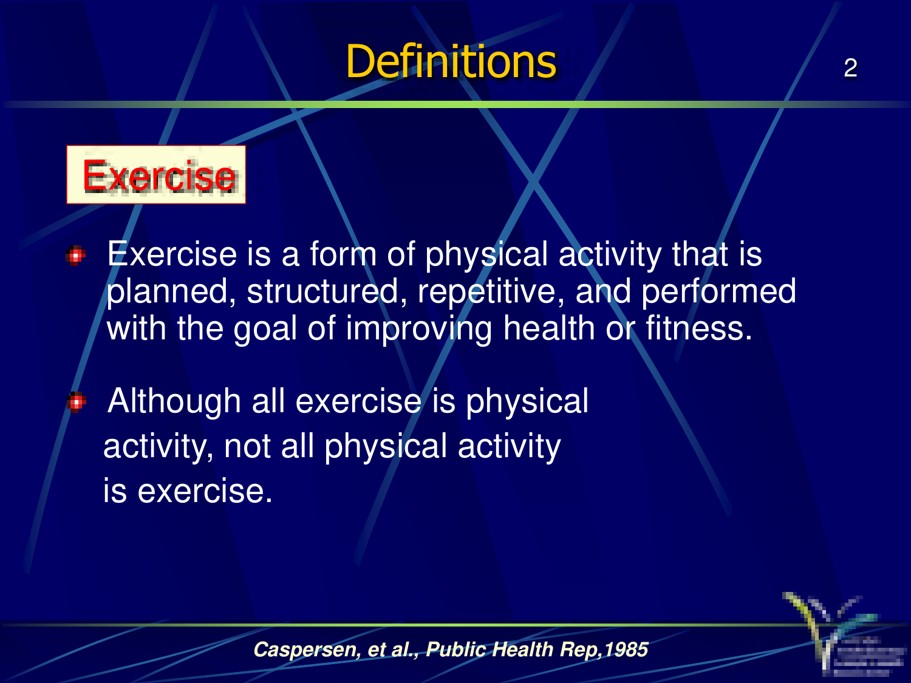# Definitions

## Exercise

- Exercise is a form of physical activity that is planned, structured, repetitive, and performed with the goal of improving health or fitness.
- Although all exercise is physical activity, not all physical activity is exercise.

***Caspersen, et al., Public Health Rep,1985***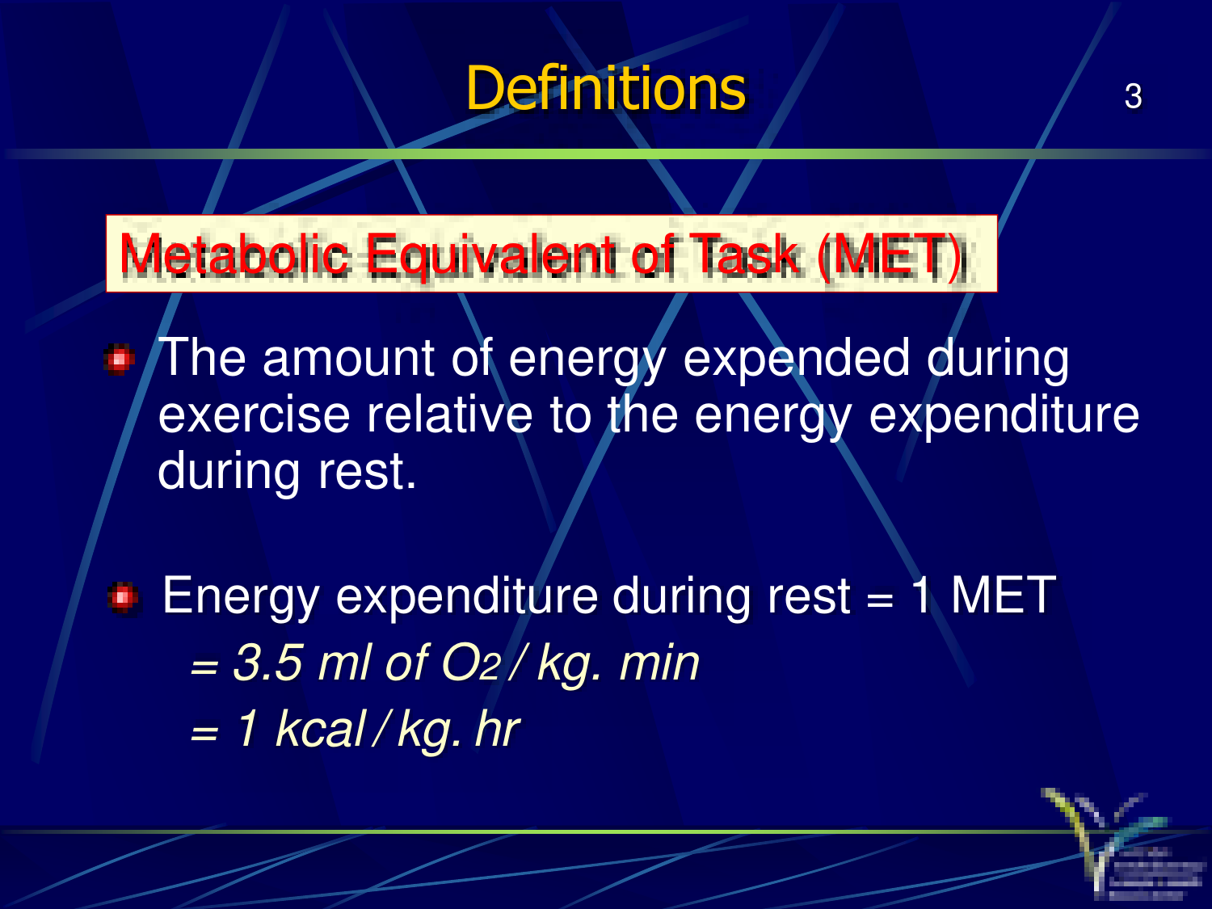# Definitions

## Metabolic Equivalent of Task (MET)

- The amount of energy expended during exercise relative to the energy expenditure during rest.

- Energy expenditure during rest = 1 MET

  *= 3.5 ml of $O_2$ / kg. min*

  *= 1 kcal / kg. hr*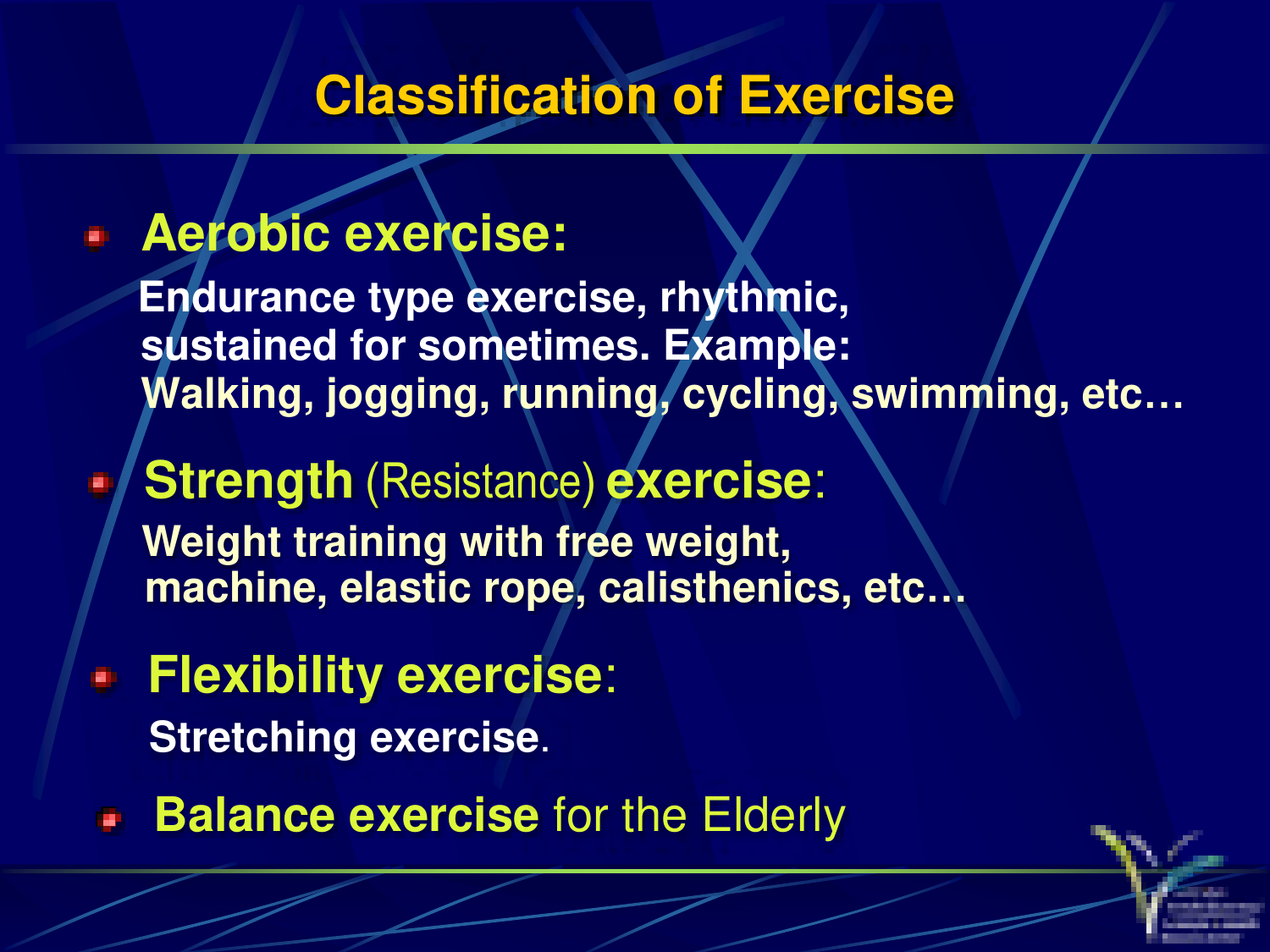# Classification of Exercise

- **Aerobic exercise:**

  **Endurance type exercise, rhythmic, sustained for sometimes. Example: Walking, jogging, running, cycling, swimming, etc…**

- **Strength** (Resistance) **exercise**:

  **Weight training with free weight, machine, elastic rope, calisthenics, etc…**

- **Flexibility exercise**:

  **Stretching exercise**.

- **Balance exercise** for the Elderly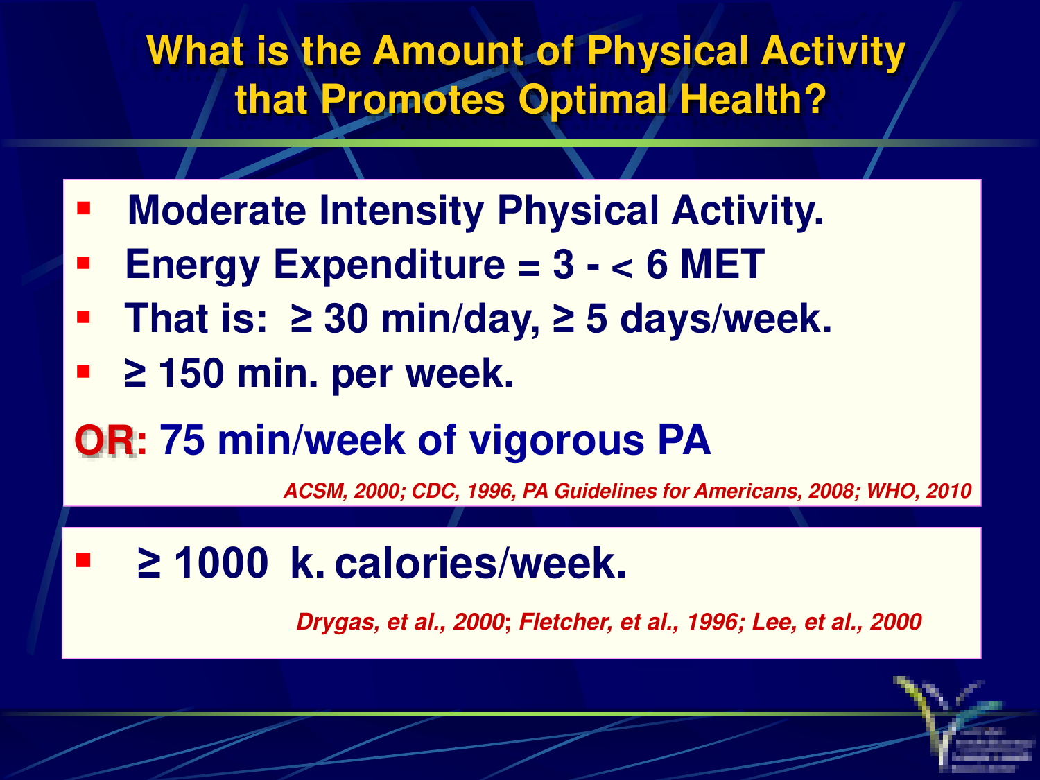# What is the Amount of Physical Activity that Promotes Optimal Health?

- **Moderate Intensity Physical Activity.**
- **Energy Expenditure = 3 - < 6 MET**
- **That is: ≥ 30 min/day, ≥ 5 days/week.**
- **≥ 150 min. per week.**

**OR: 75 min/week of vigorous PA**

*ACSM, 2000; CDC, 1996, PA Guidelines for Americans, 2008; WHO, 2010*

- **≥ 1000 k. calories/week.**

*Drygas, et al., 2000; Fletcher, et al., 1996; Lee, et al., 2000*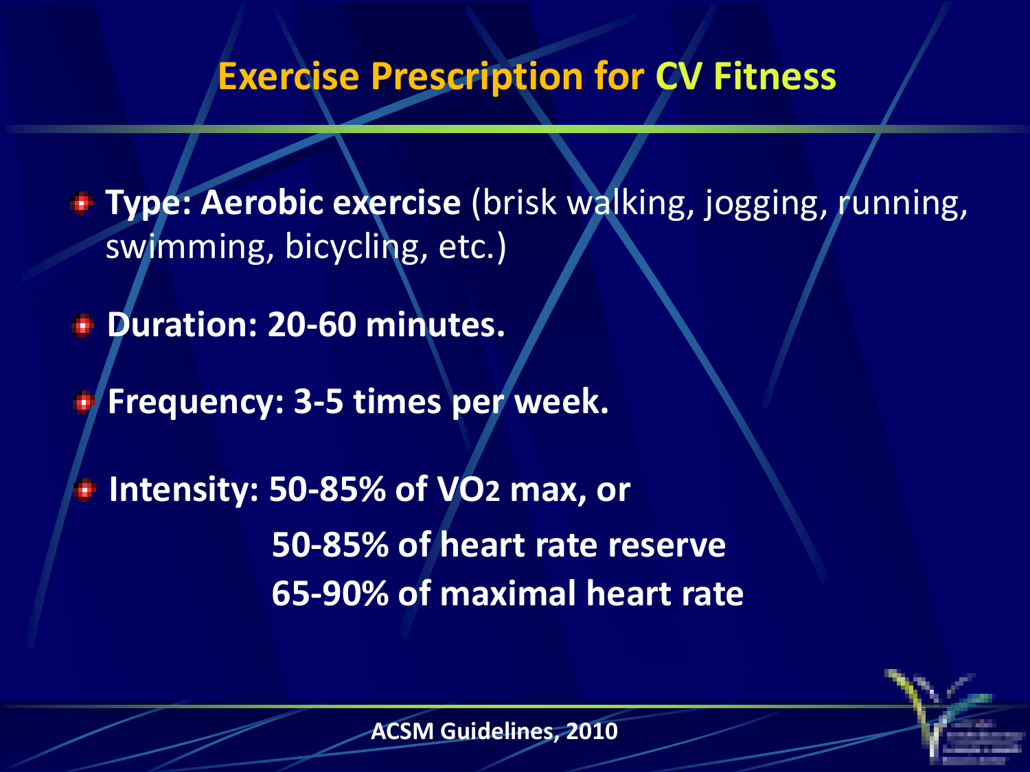# Exercise Prescription for CV Fitness

- **Type: Aerobic exercise** (brisk walking, jogging, running, swimming, bicycling, etc.)
- **Duration: 20-60 minutes.**
- **Frequency: 3-5 times per week.**
- **Intensity: 50-85% of $VO_2$ max, or**
  **50-85% of heart rate reserve**
  **65-90% of maximal heart rate**

**ACSM Guidelines, 2010**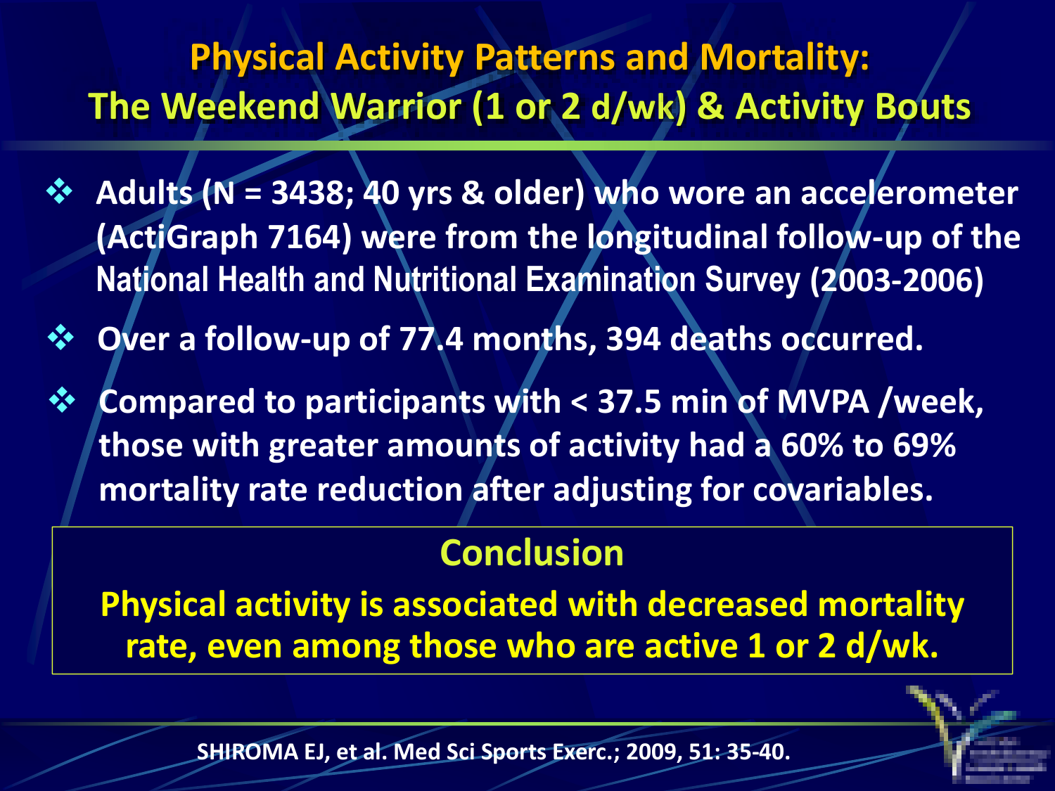# Physical Activity Patterns and Mortality:
# The Weekend Warrior (1 or 2 d/wk) & Activity Bouts

- Adults (N = 3438; 40 yrs & older) who wore an accelerometer (ActiGraph 7164) were from the longitudinal follow-up of the National Health and Nutritional Examination Survey (2003-2006)
- Over a follow-up of 77.4 months, 394 deaths occurred.
- Compared to participants with < 37.5 min of MVPA /week, those with greater amounts of activity had a 60% to 69% mortality rate reduction after adjusting for covariables.

## Conclusion

**Physical activity is associated with decreased mortality rate, even among those who are active 1 or 2 d/wk.**

SHIROMA EJ, et al. Med Sci Sports Exerc.; 2009, 51: 35-40.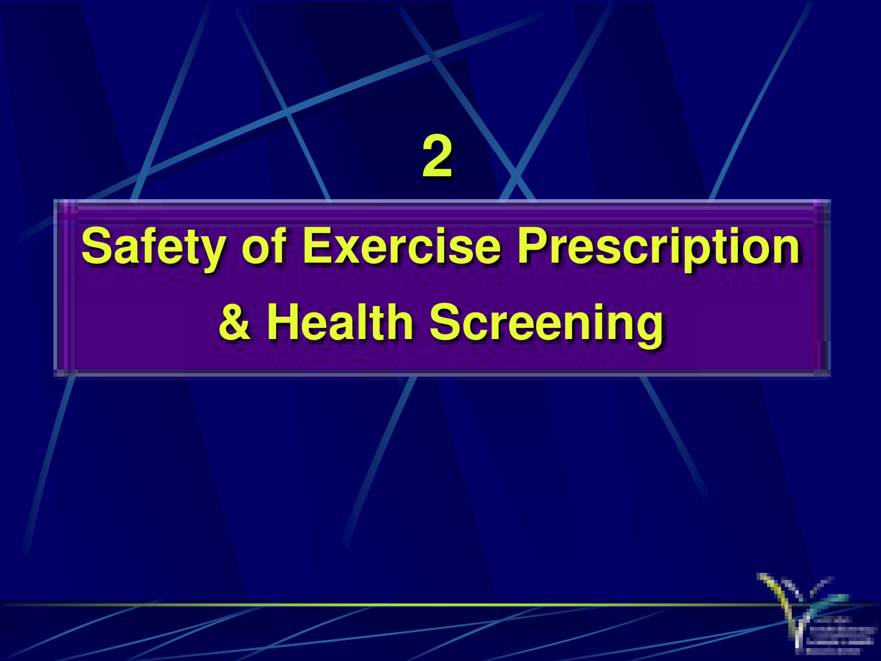# 2

# Safety of Exercise Prescription & Health Screening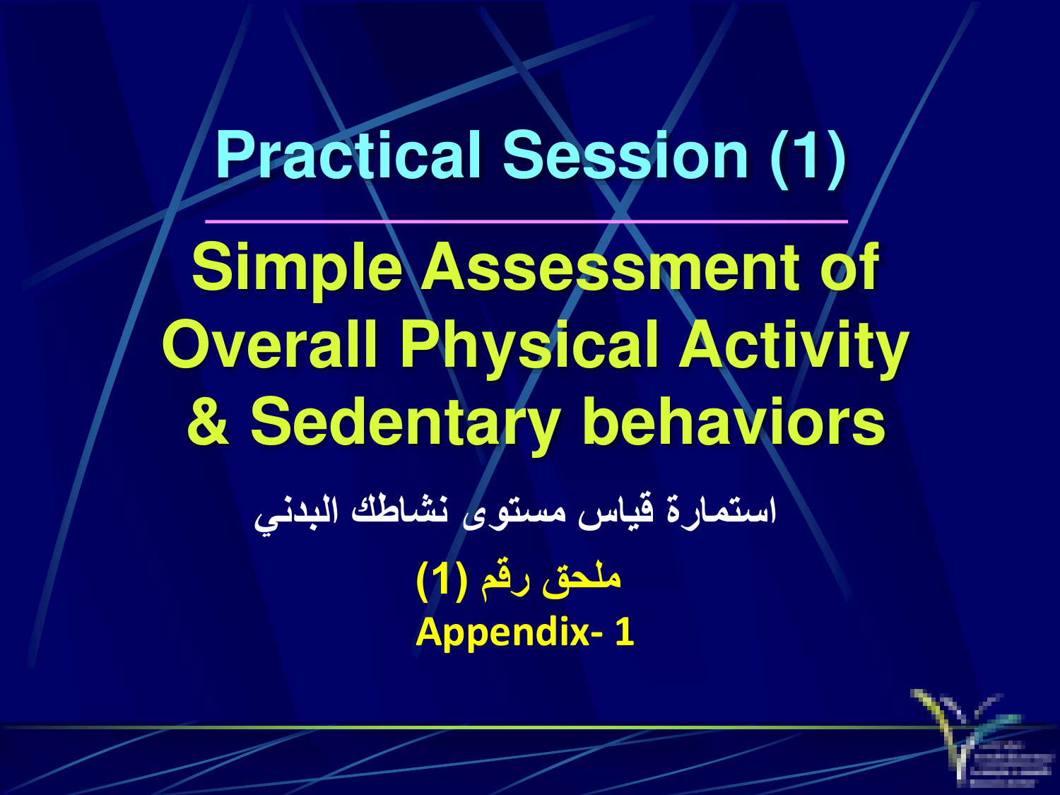# Practical Session (1)

## Simple Assessment of Overall Physical Activity & Sedentary behaviors

**استمارة قياس مستوى نشاطك البدني**

**ملحق رقم (1)**

**Appendix- 1**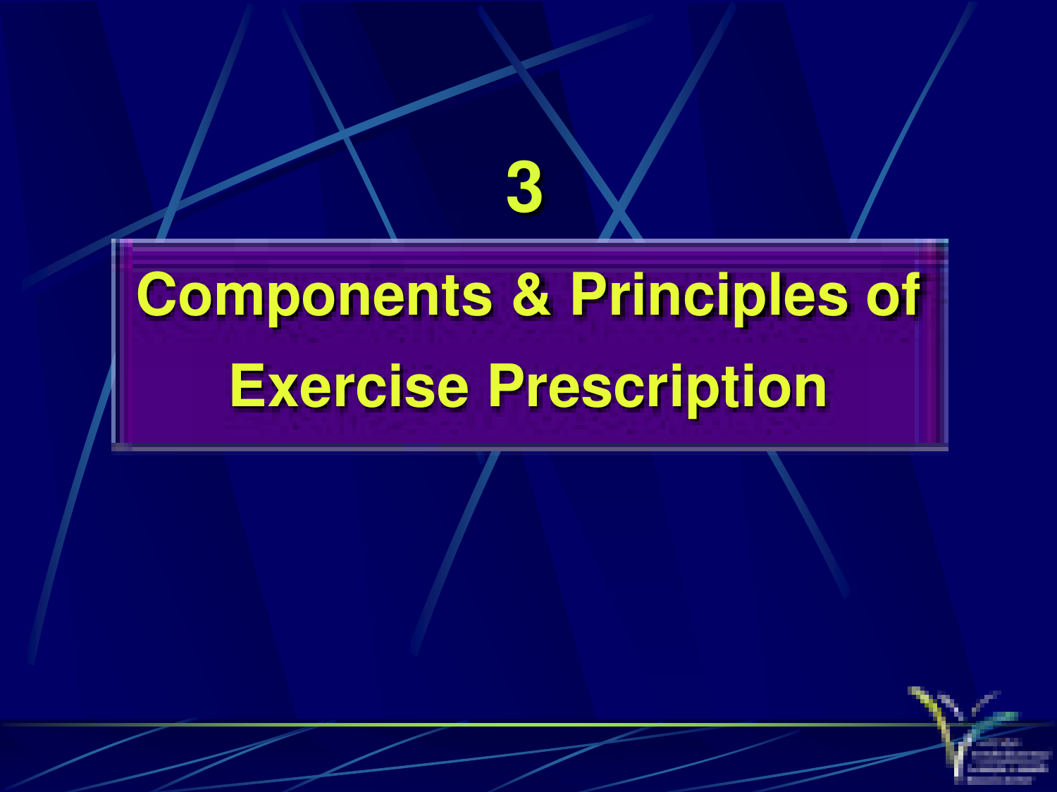# 3

# Components & Principles of Exercise Prescription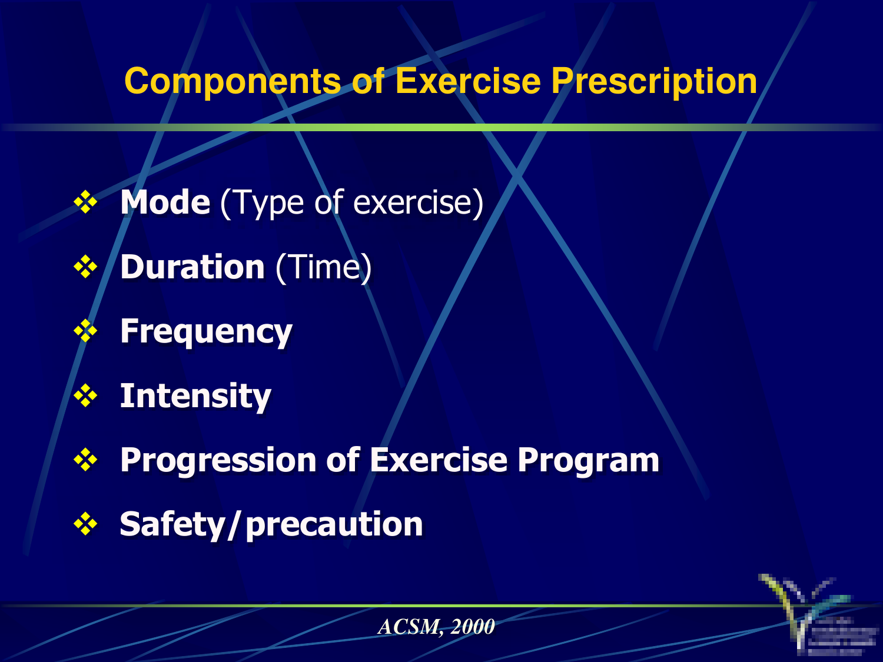# Components of Exercise Prescription

- **Mode** (Type of exercise)
- **Duration** (Time)
- **Frequency**
- **Intensity**
- **Progression of Exercise Program**
- **Safety/precaution**

*ACSM, 2000*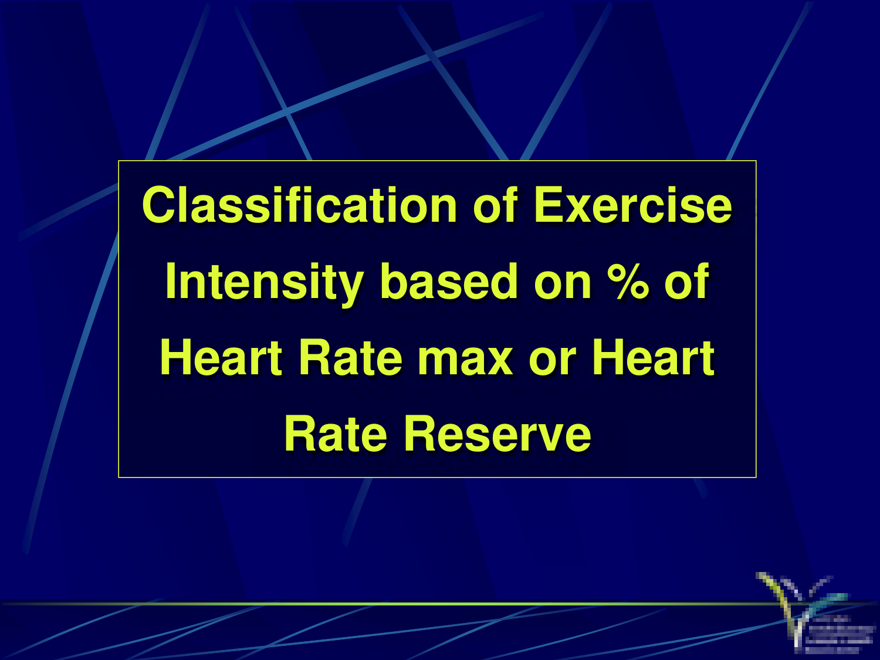# Classification of Exercise Intensity based on % of Heart Rate max or Heart Rate Reserve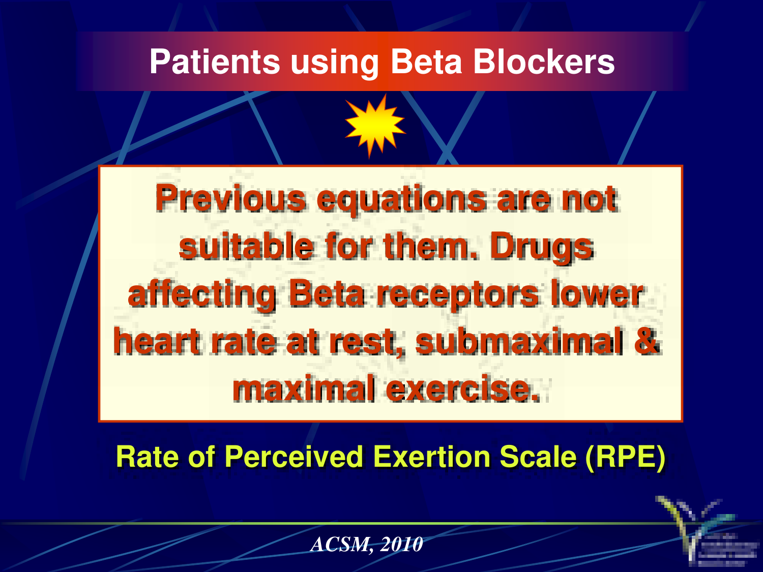# Patients using Beta Blockers

**Previous equations are not suitable for them. Drugs affecting Beta receptors lower heart rate at rest, submaximal & maximal exercise.**

**Rate of Perceived Exertion Scale (RPE)**

*ACSM, 2010*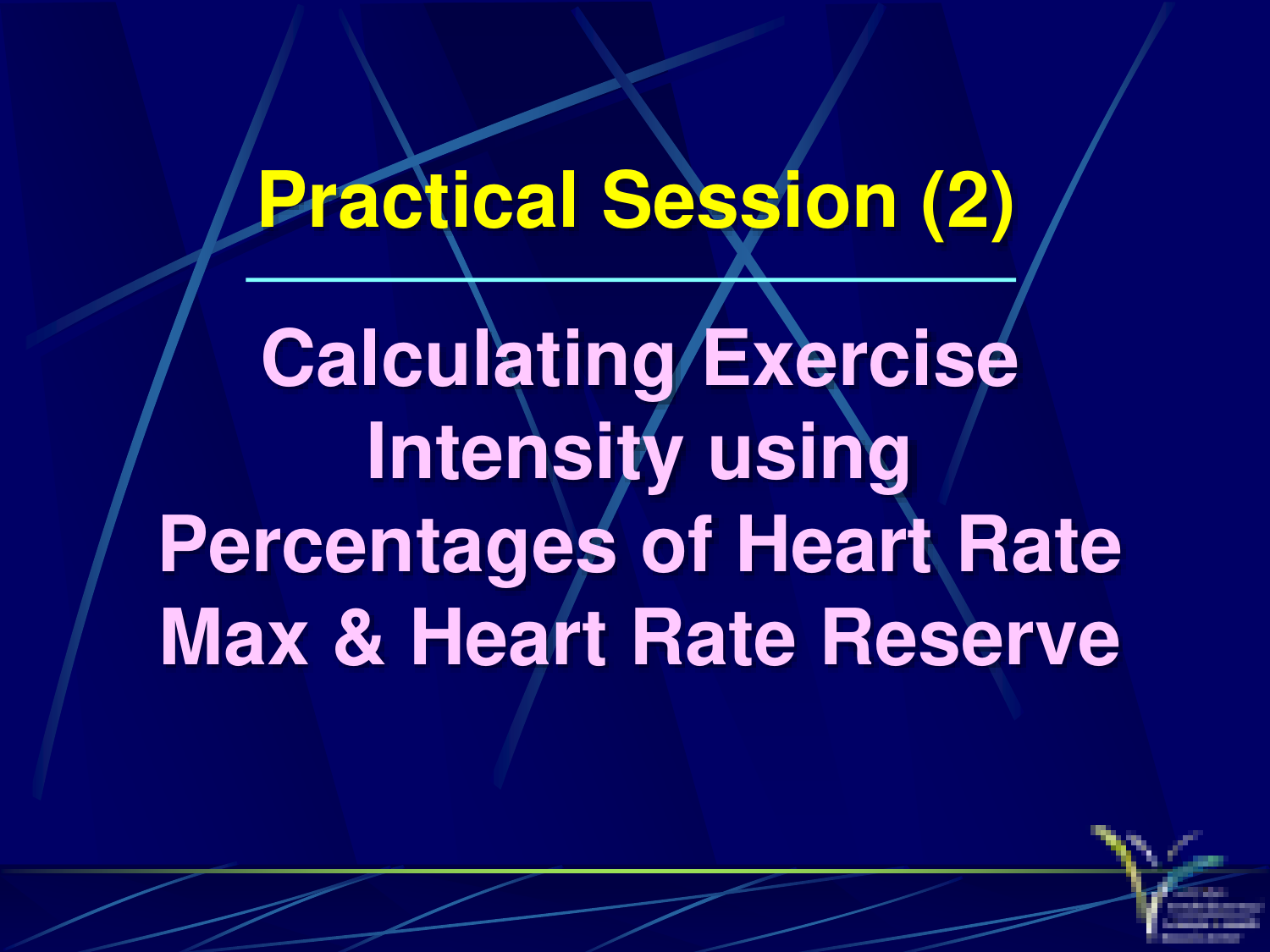# Practical Session (2)

## Calculating Exercise Intensity using Percentages of Heart Rate Max & Heart Rate Reserve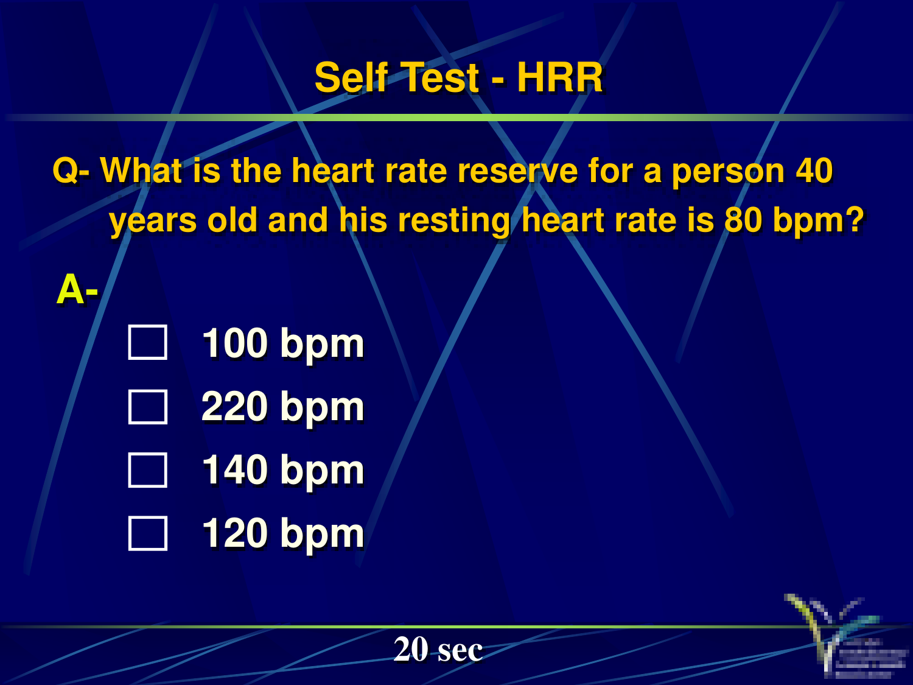# Self Test - HRR

**Q- What is the heart rate reserve for a person 40 years old and his resting heart rate is 80 bpm?**

**A-**

- ☐ 100 bpm
- ☐ 220 bpm
- ☐ 140 bpm
- ☐ 120 bpm

20 sec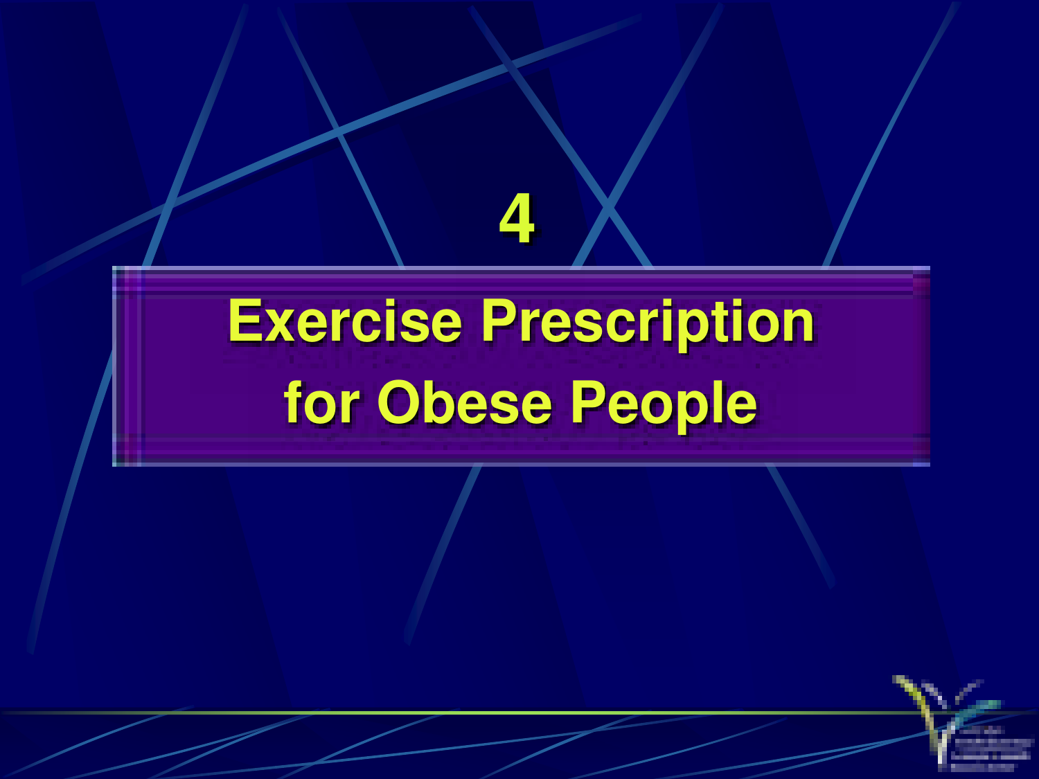# 4

# Exercise Prescription for Obese People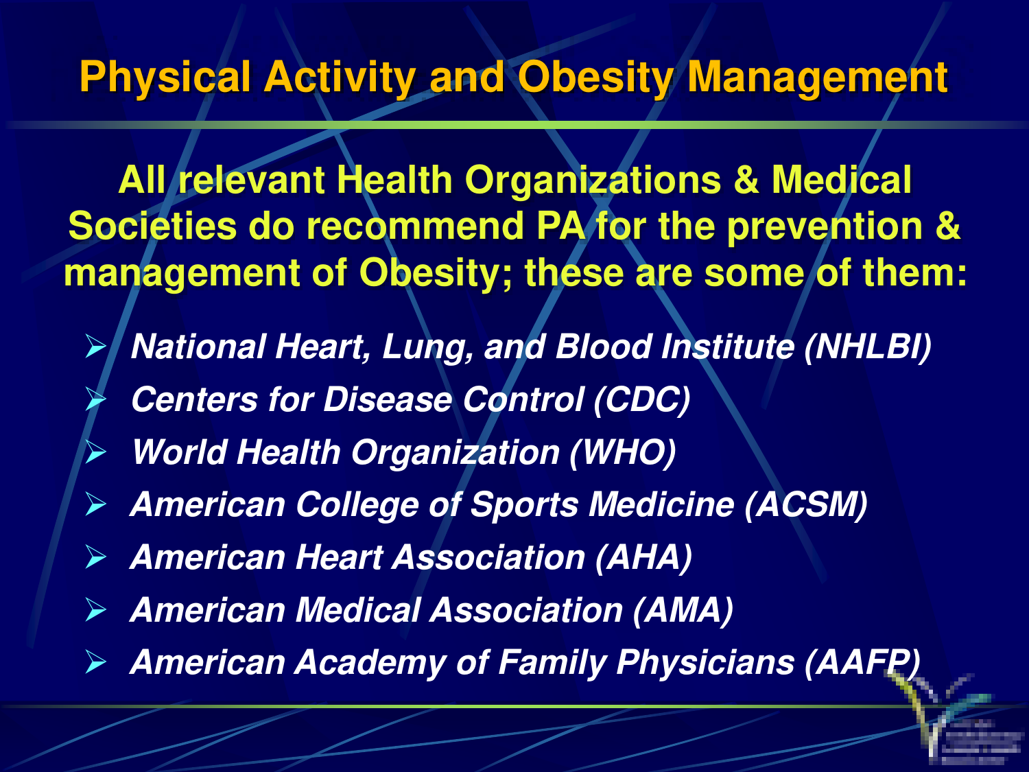# Physical Activity and Obesity Management

**All relevant Health Organizations & Medical Societies do recommend PA for the prevention & management of Obesity; these are some of them:**

- ***National Heart, Lung, and Blood Institute (NHLBI)***
- ***Centers for Disease Control (CDC)***
- ***World Health Organization (WHO)***
- ***American College of Sports Medicine (ACSM)***
- ***American Heart Association (AHA)***
- ***American Medical Association (AMA)***
- ***American Academy of Family Physicians (AAFP)***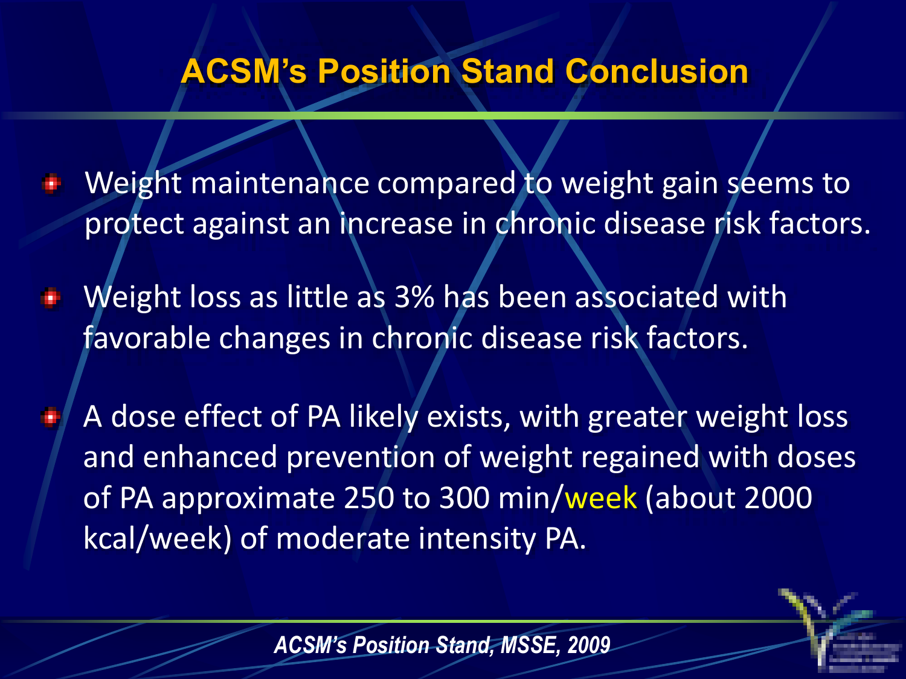# ACSM's Position Stand Conclusion

- Weight maintenance compared to weight gain seems to protect against an increase in chronic disease risk factors.
- Weight loss as little as 3% has been associated with favorable changes in chronic disease risk factors.
- A dose effect of PA likely exists, with greater weight loss and enhanced prevention of weight regained with doses of PA approximate 250 to 300 min/week (about 2000 kcal/week) of moderate intensity PA.

***ACSM's Position Stand, MSSE, 2009***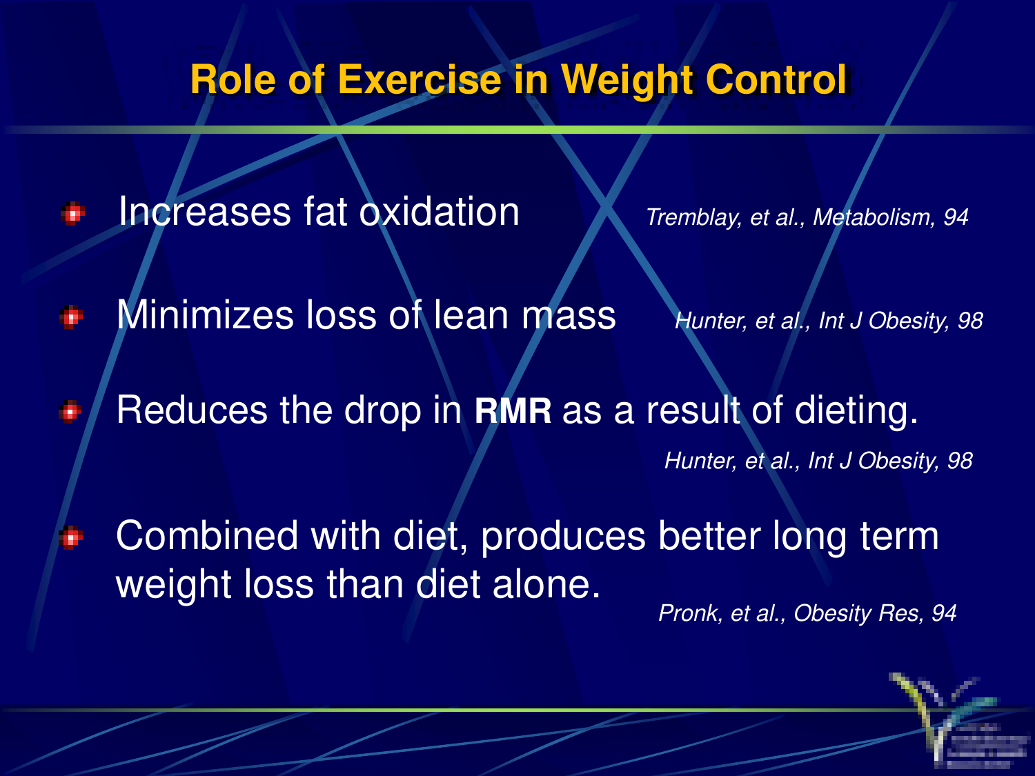# Role of Exercise in Weight Control

- Increases fat oxidation *Tremblay, et al., Metabolism, 94*
- Minimizes loss of lean mass *Hunter, et al., Int J Obesity, 98*
- Reduces the drop in **RMR** as a result of dieting. *Hunter, et al., Int J Obesity, 98*
- Combined with diet, produces better long term weight loss than diet alone. *Pronk, et al., Obesity Res, 94*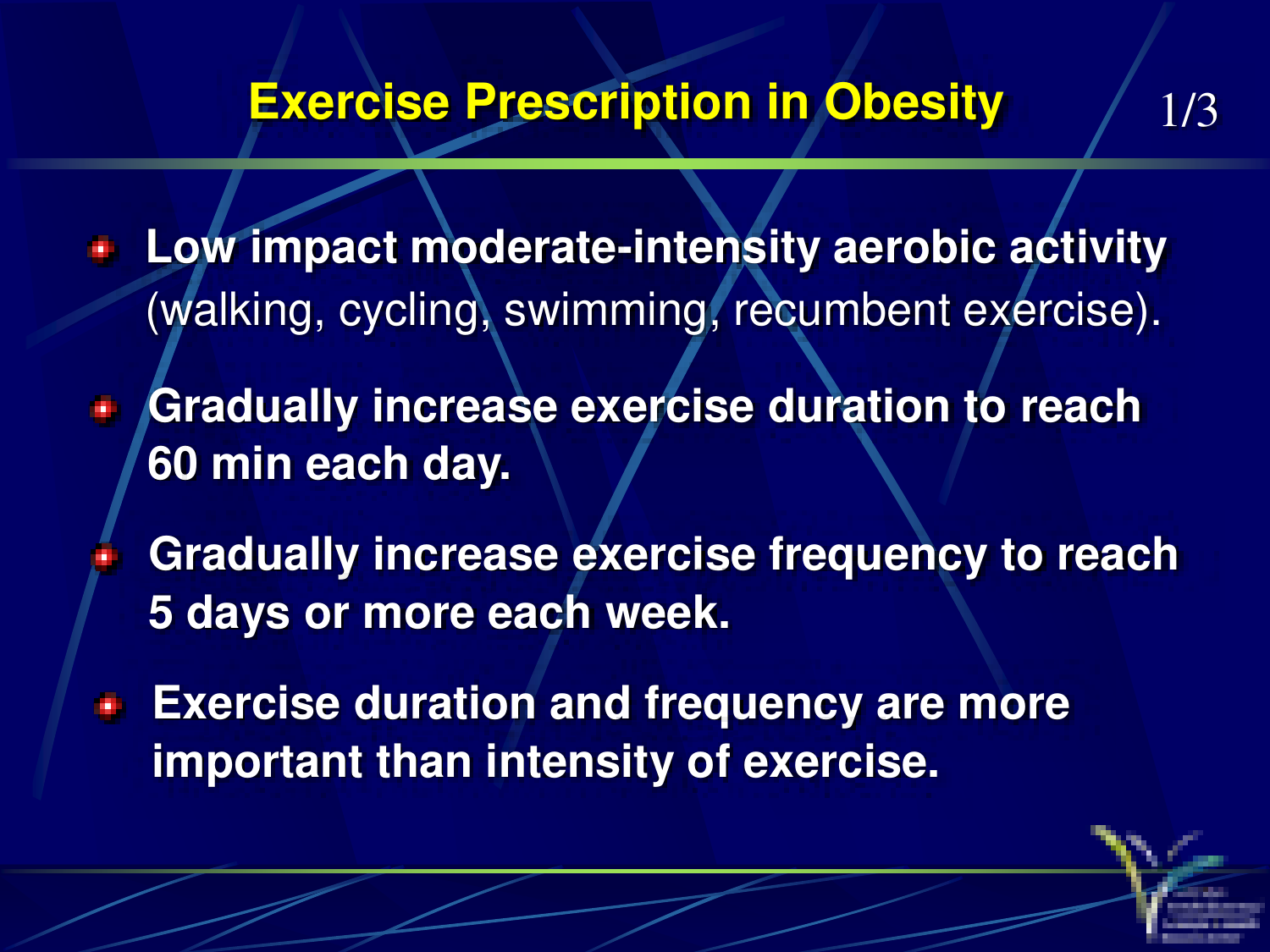# Exercise Prescription in Obesity

- **Low impact moderate-intensity aerobic activity** (walking, cycling, swimming, recumbent exercise).
- **Gradually increase exercise duration to reach 60 min each day.**
- **Gradually increase exercise frequency to reach 5 days or more each week.**
- **Exercise duration and frequency are more important than intensity of exercise.**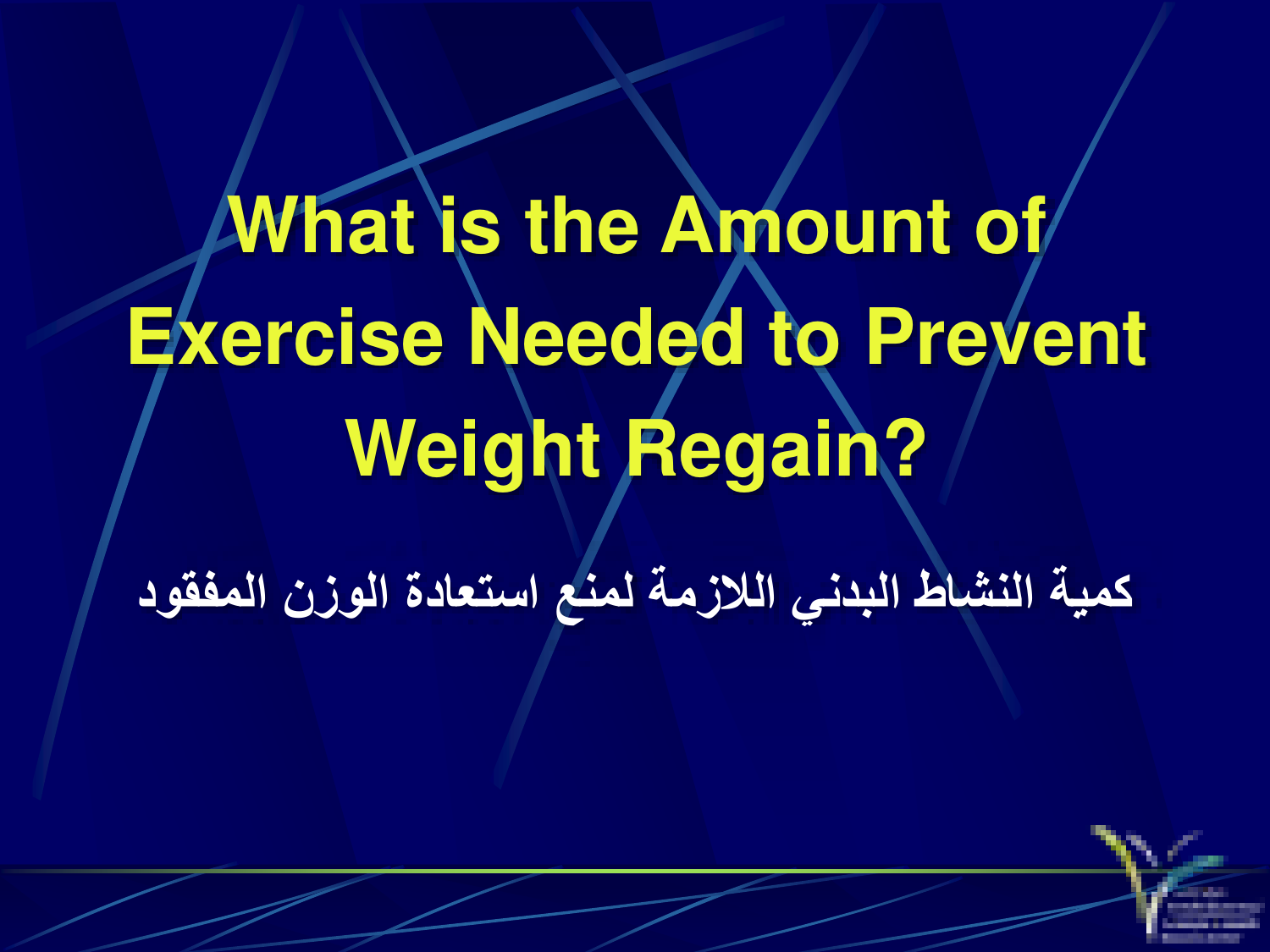# What is the Amount of Exercise Needed to Prevent Weight Regain?

كمية النشاط البدني اللازمة لمنع استعادة الوزن المفقود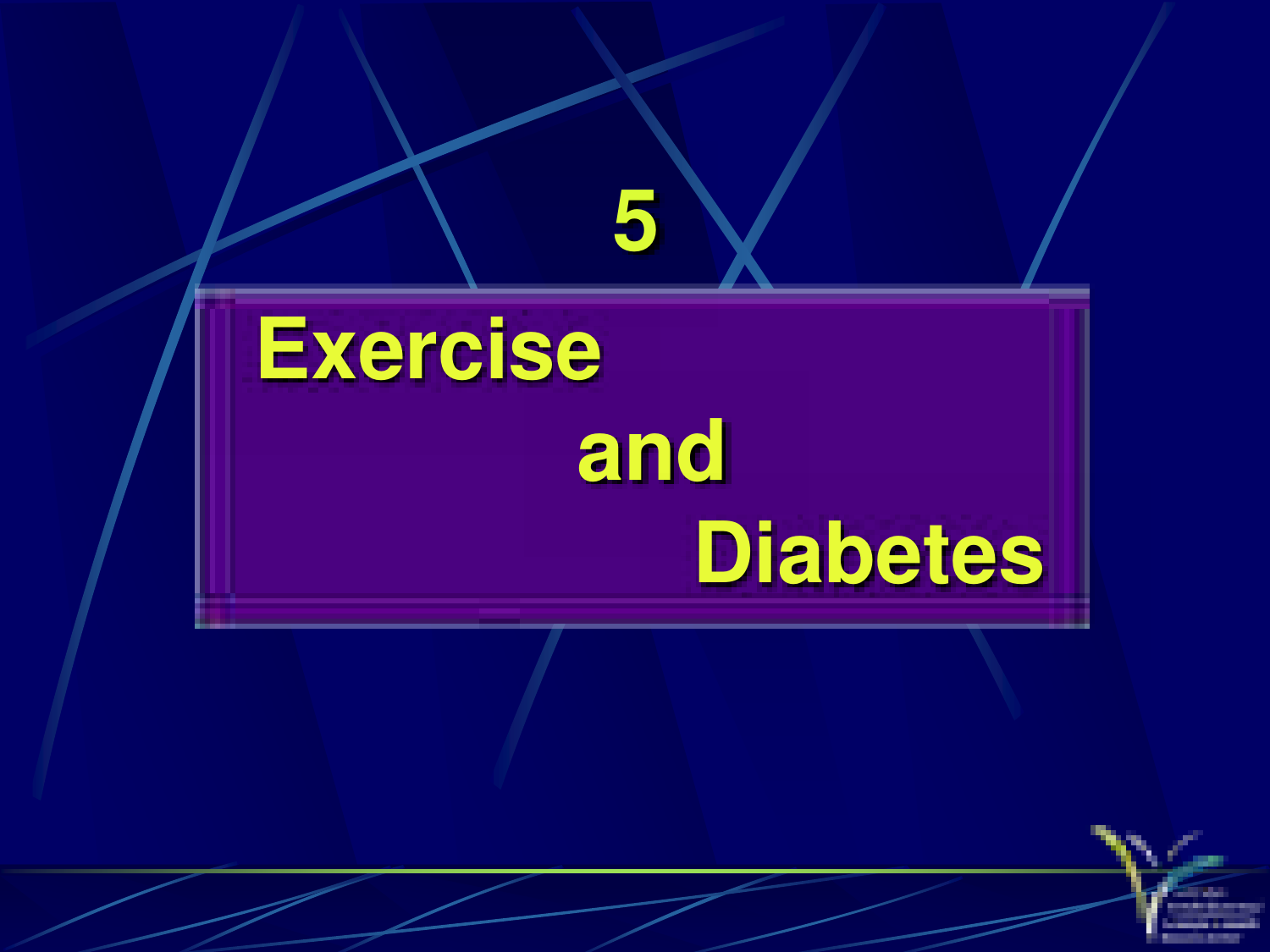# 5

# Exercise and Diabetes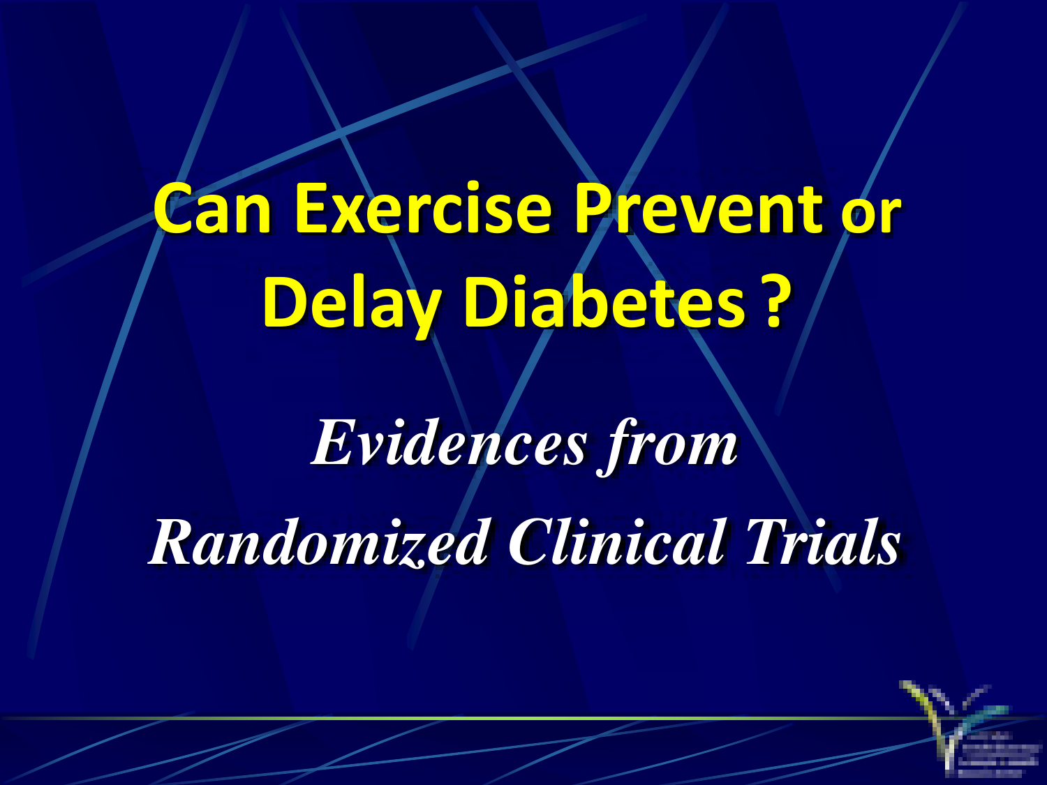# Can Exercise Prevent or Delay Diabetes ?

*Evidences from*

*Randomized Clinical Trials*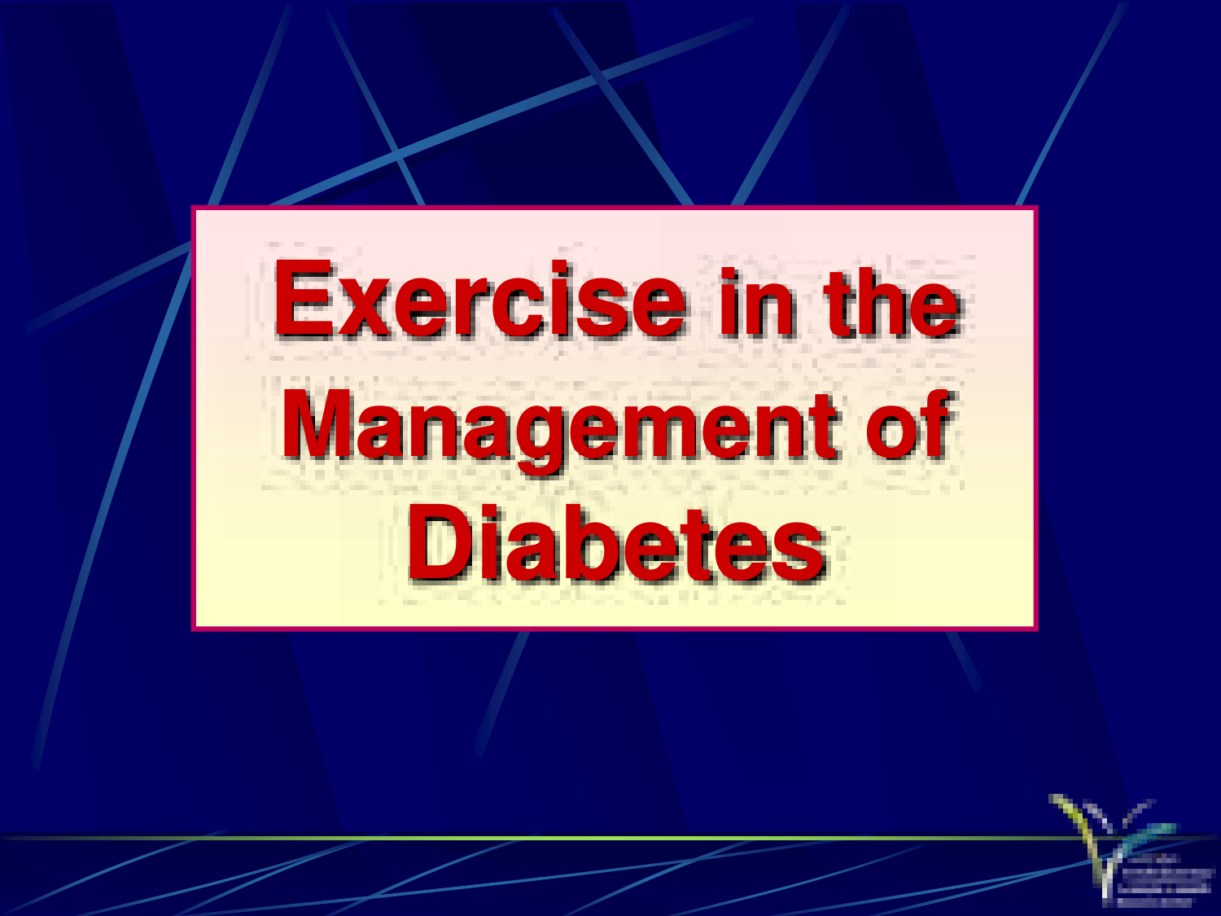# Exercise in the Management of Diabetes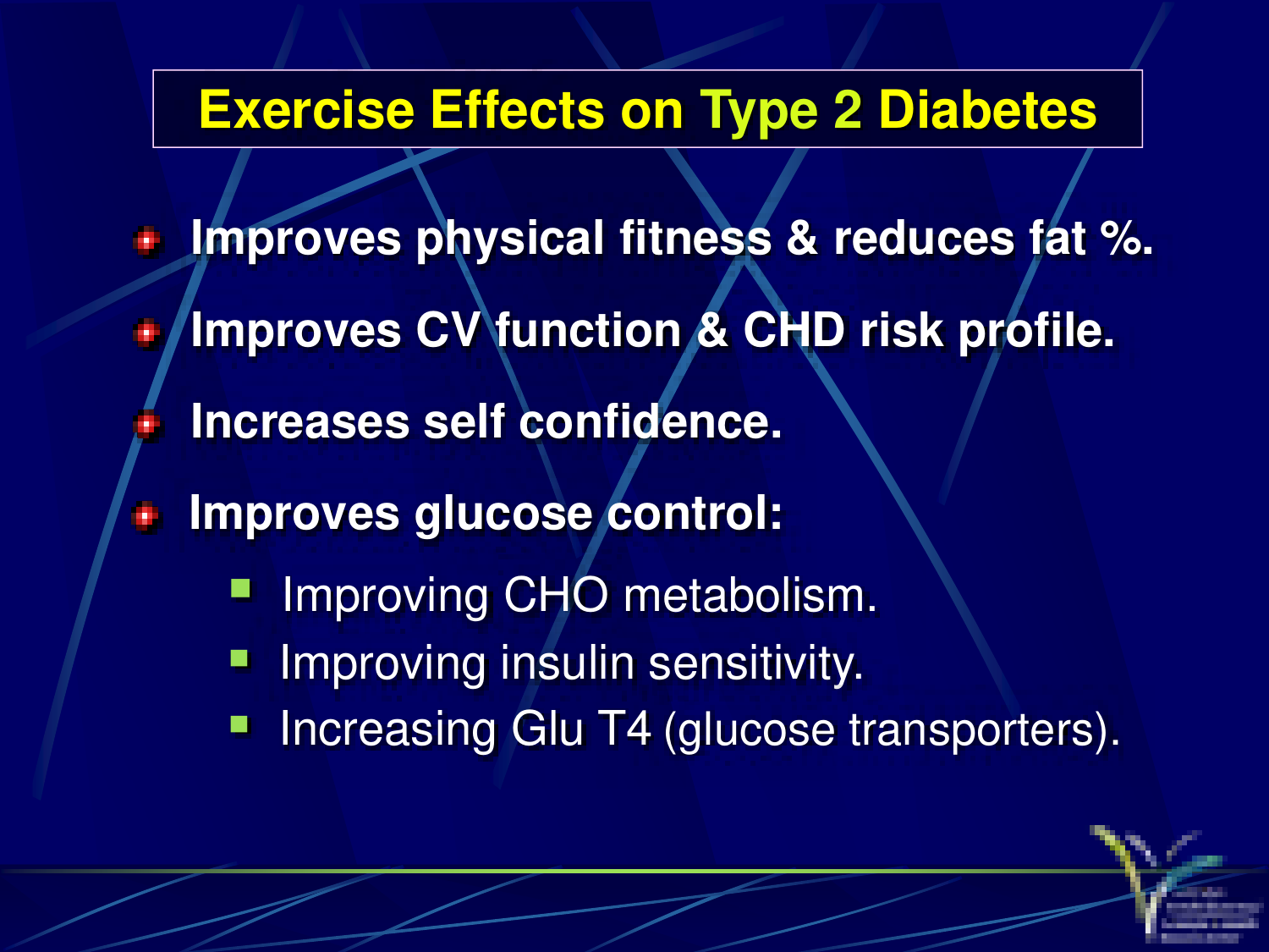# Exercise Effects on Type 2 Diabetes

- **Improves physical fitness & reduces fat %.**
- **Improves CV function & CHD risk profile.**
- **Increases self confidence.**
- **Improves glucose control:**
  - Improving CHO metabolism.
  - Improving insulin sensitivity.
  - Increasing Glu T4 (glucose transporters).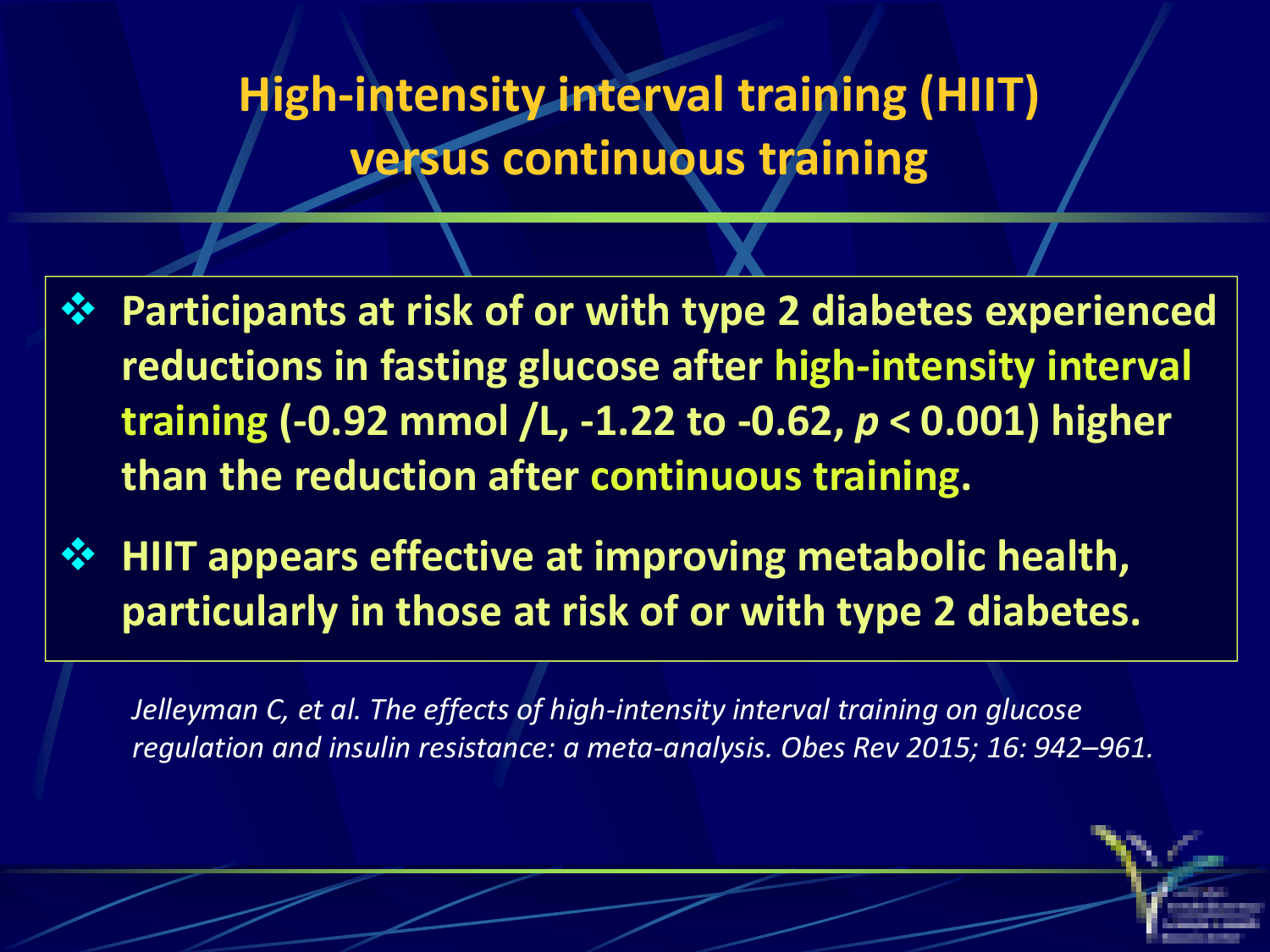# High-intensity interval training (HIIT) versus continuous training

- Participants at risk of or with type 2 diabetes experienced reductions in fasting glucose after high-intensity interval training (-0.92 mmol /L, -1.22 to -0.62, $p < 0.001$) higher than the reduction after continuous training.
- HIIT appears effective at improving metabolic health, particularly in those at risk of or with type 2 diabetes.

*Jelleyman C, et al. The effects of high-intensity interval training on glucose regulation and insulin resistance: a meta-analysis. Obes Rev 2015; 16: 942–961.*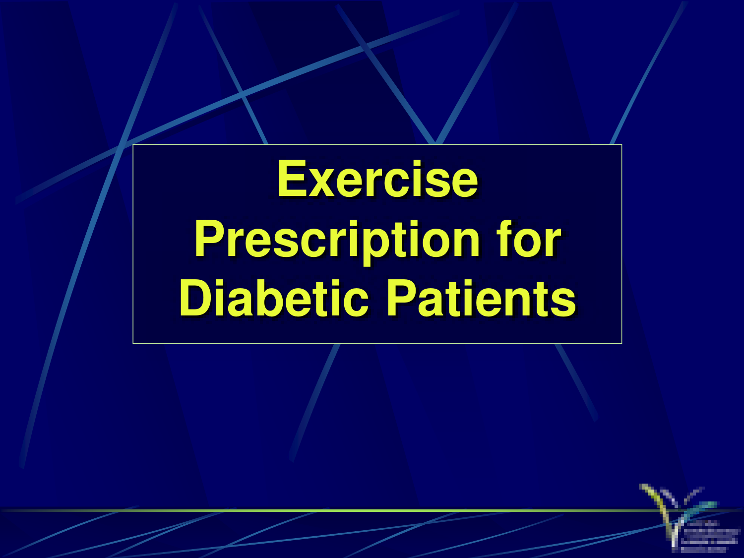# Exercise Prescription for Diabetic Patients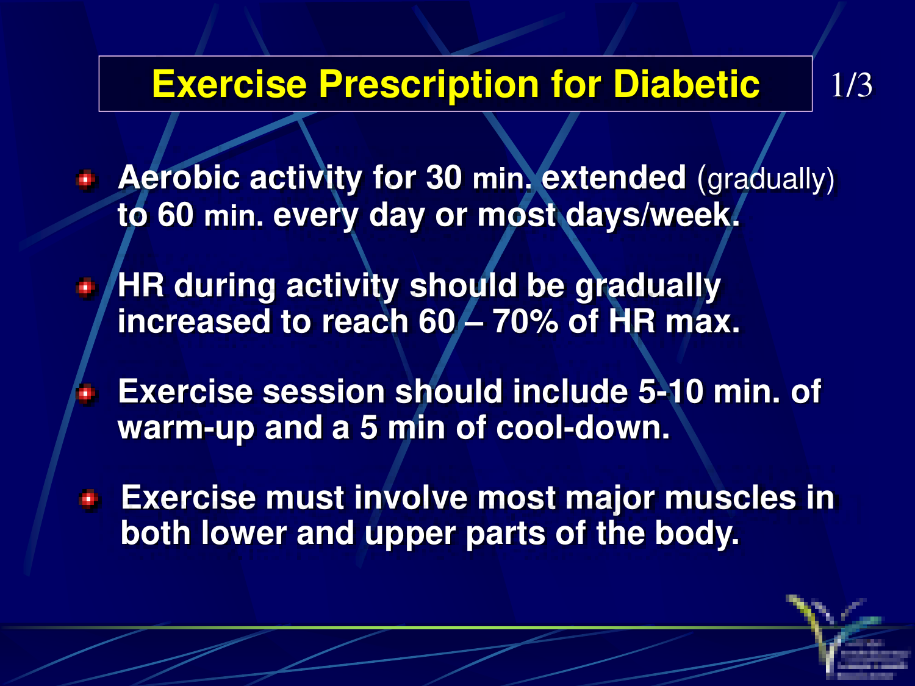# Exercise Prescription for Diabetic

1/3

- **Aerobic activity for 30 min. extended** (gradually) **to 60 min. every day or most days/week.**
- **HR during activity should be gradually increased to reach 60 – 70% of HR max.**
- **Exercise session should include 5-10 min. of warm-up and a 5 min of cool-down.**
- **Exercise must involve most major muscles in both lower and upper parts of the body.**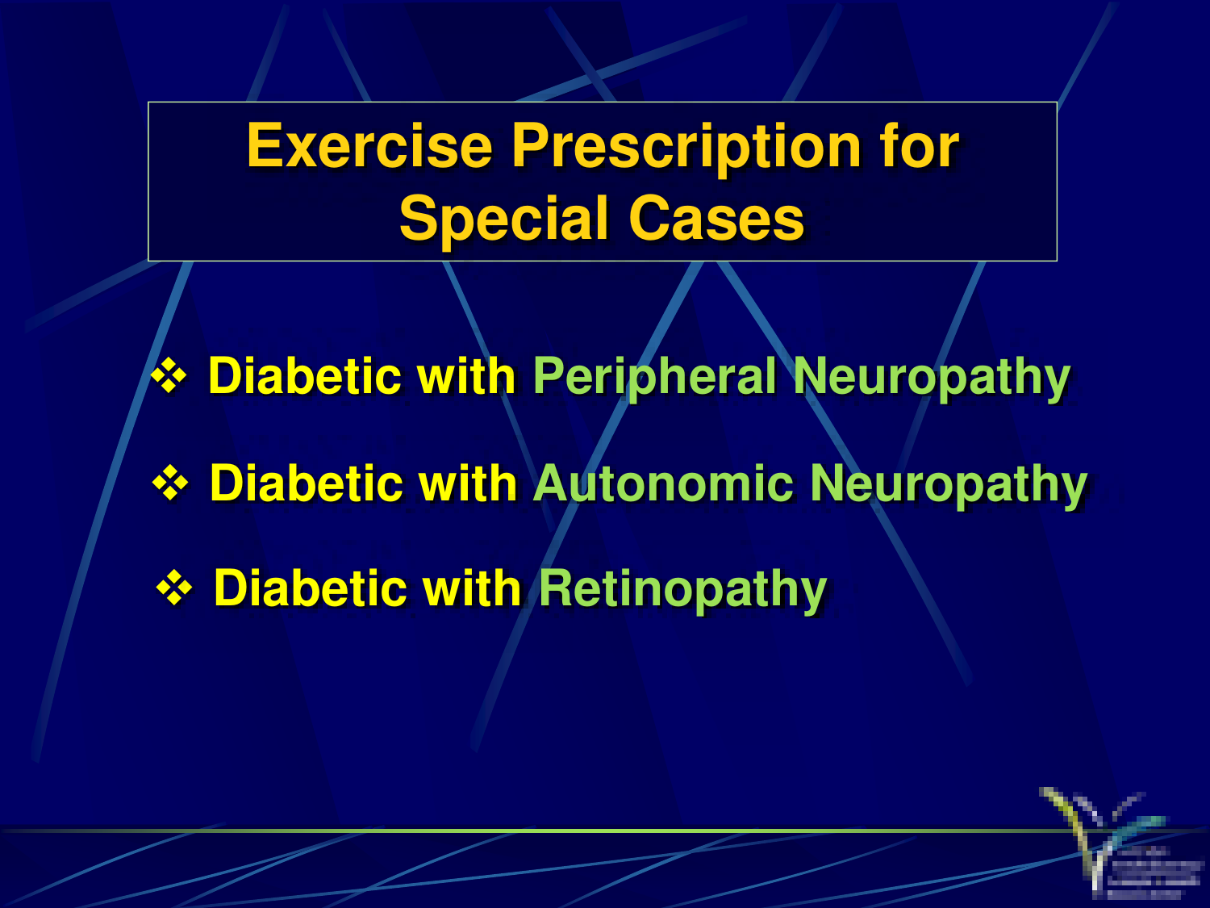# Exercise Prescription for Special Cases

- Diabetic with Peripheral Neuropathy
- Diabetic with Autonomic Neuropathy
- Diabetic with Retinopathy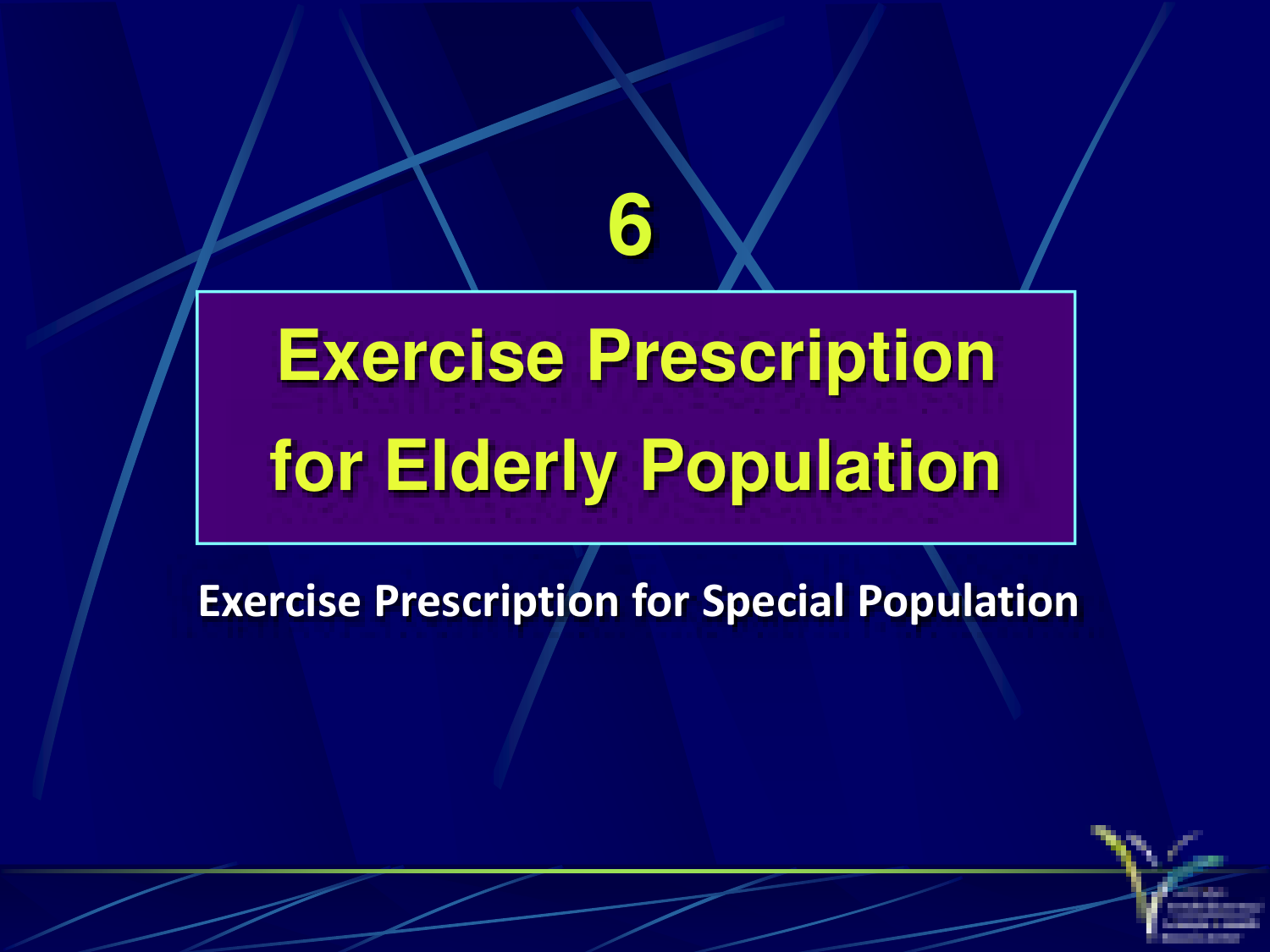# 6

# Exercise Prescription for Elderly Population

**Exercise Prescription for Special Population**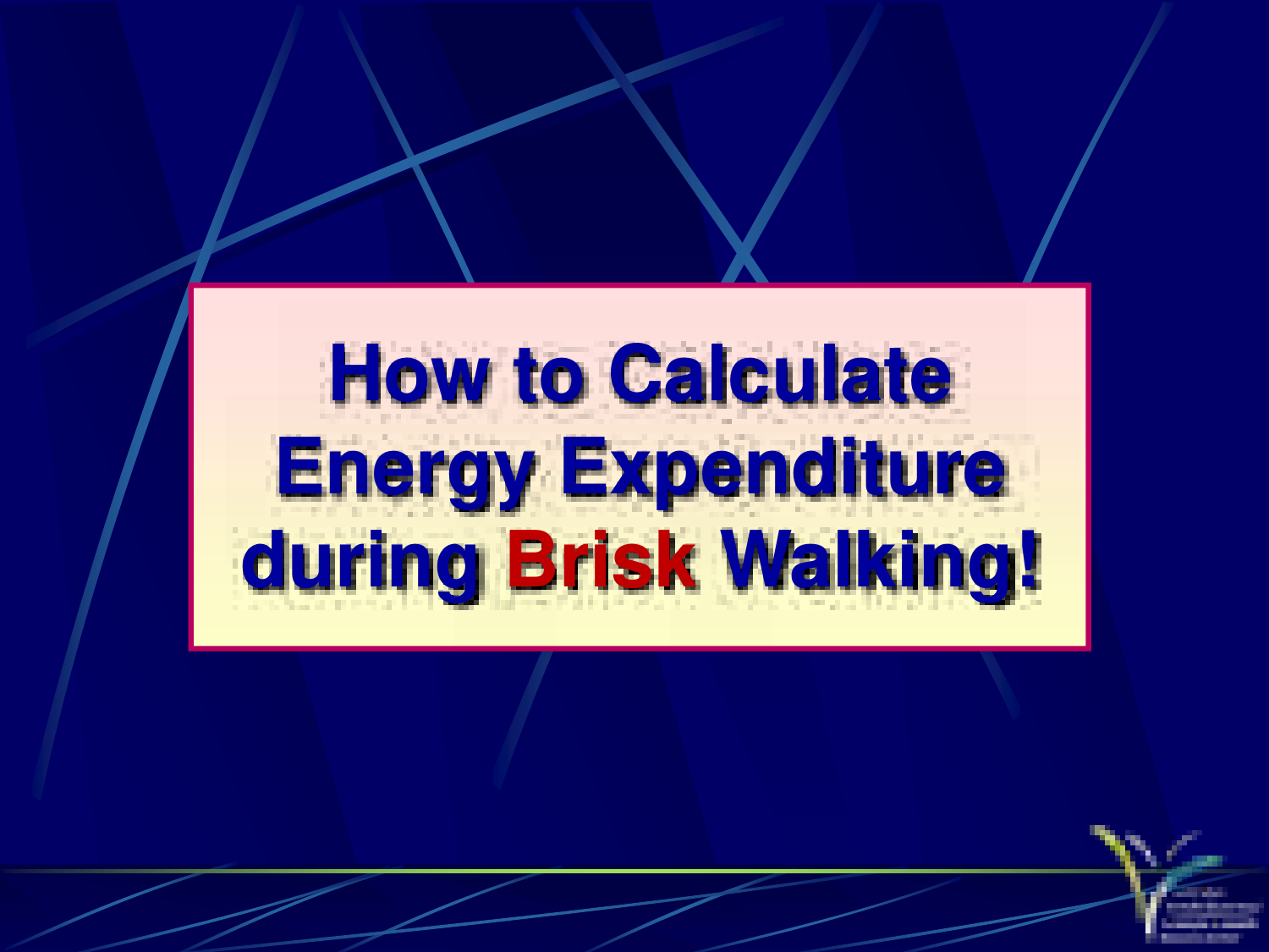# How to Calculate Energy Expenditure during **Brisk** Walking!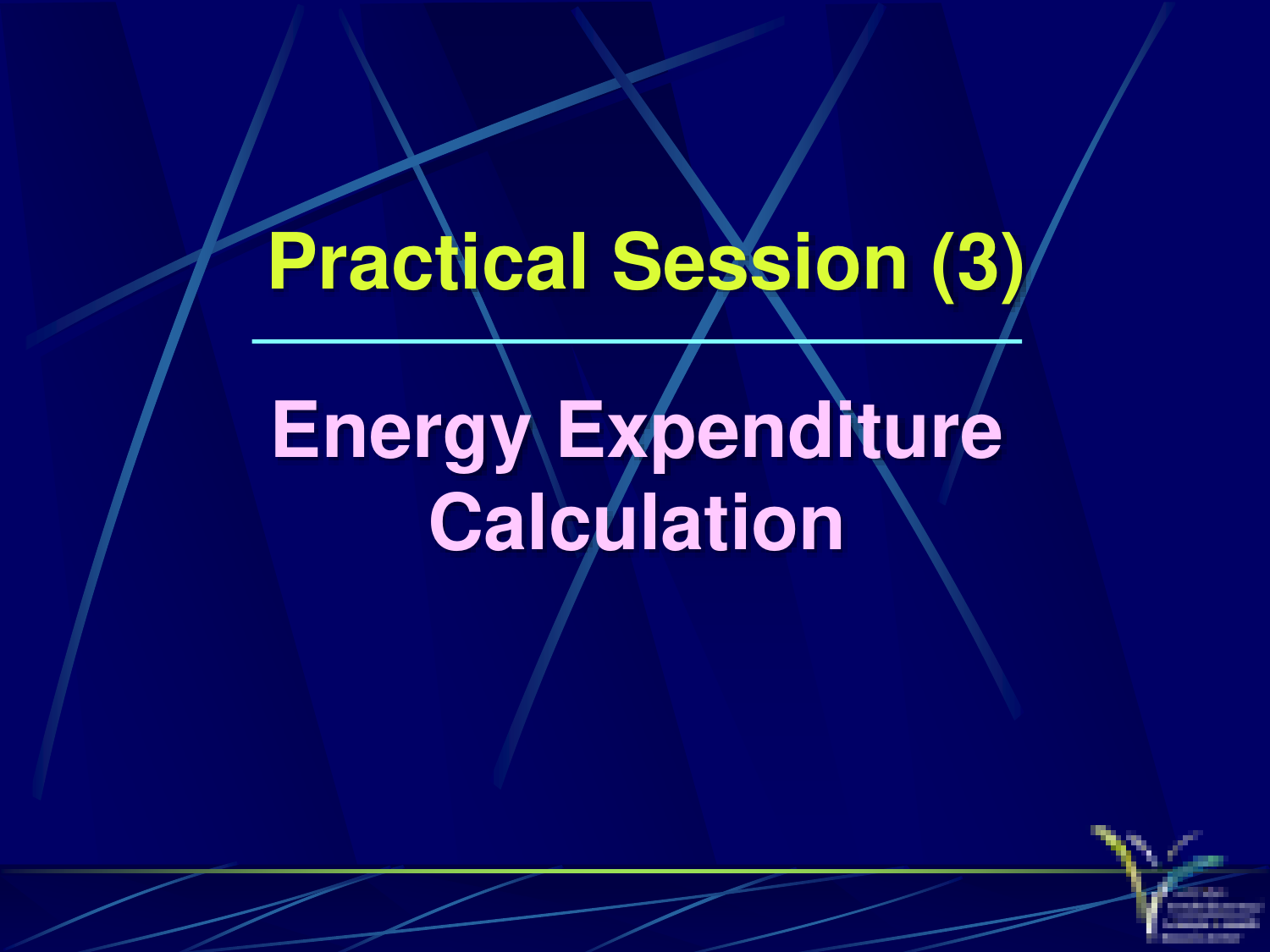# Practical Session (3)

## Energy Expenditure Calculation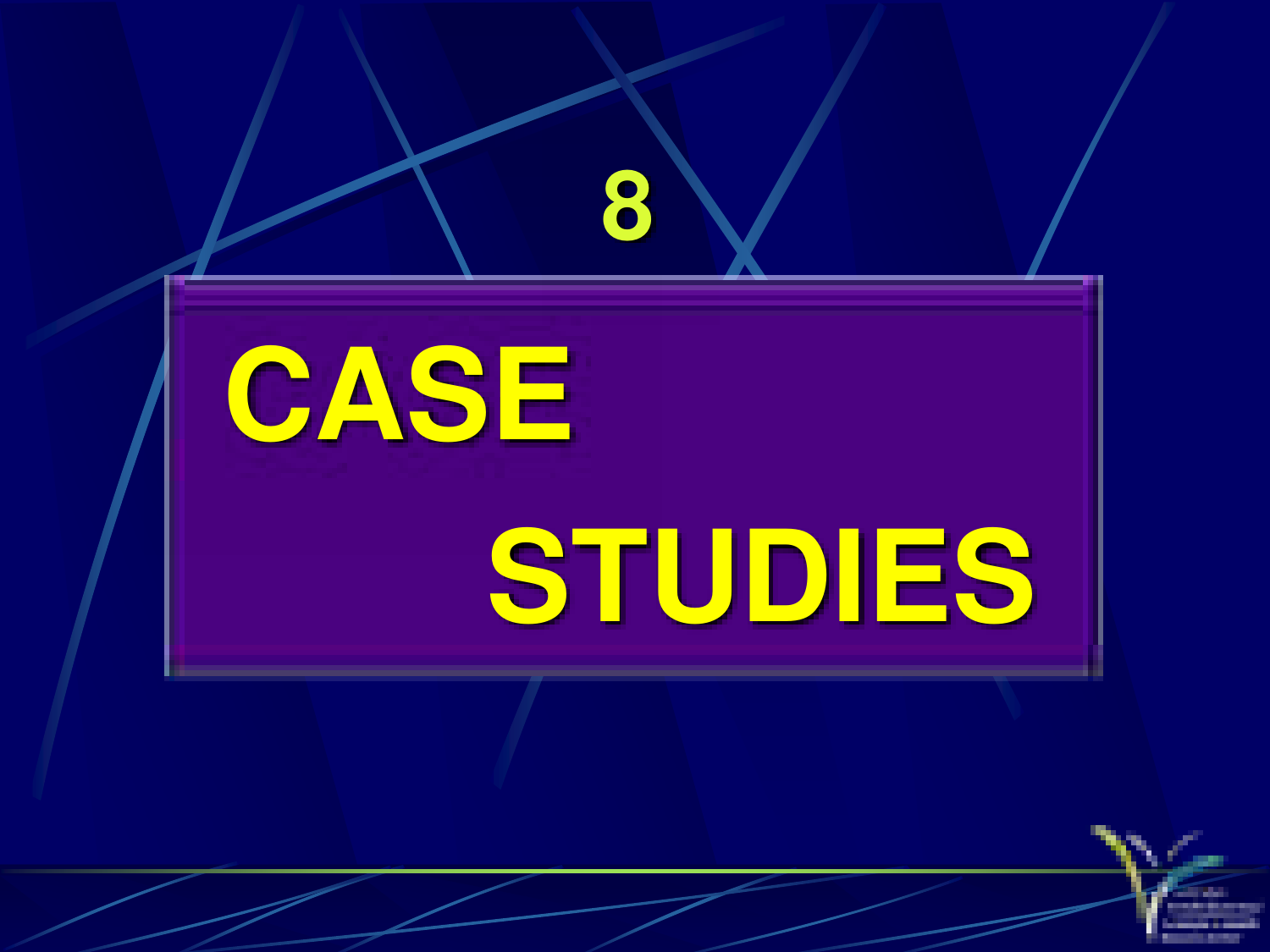# 8

# CASE STUDIES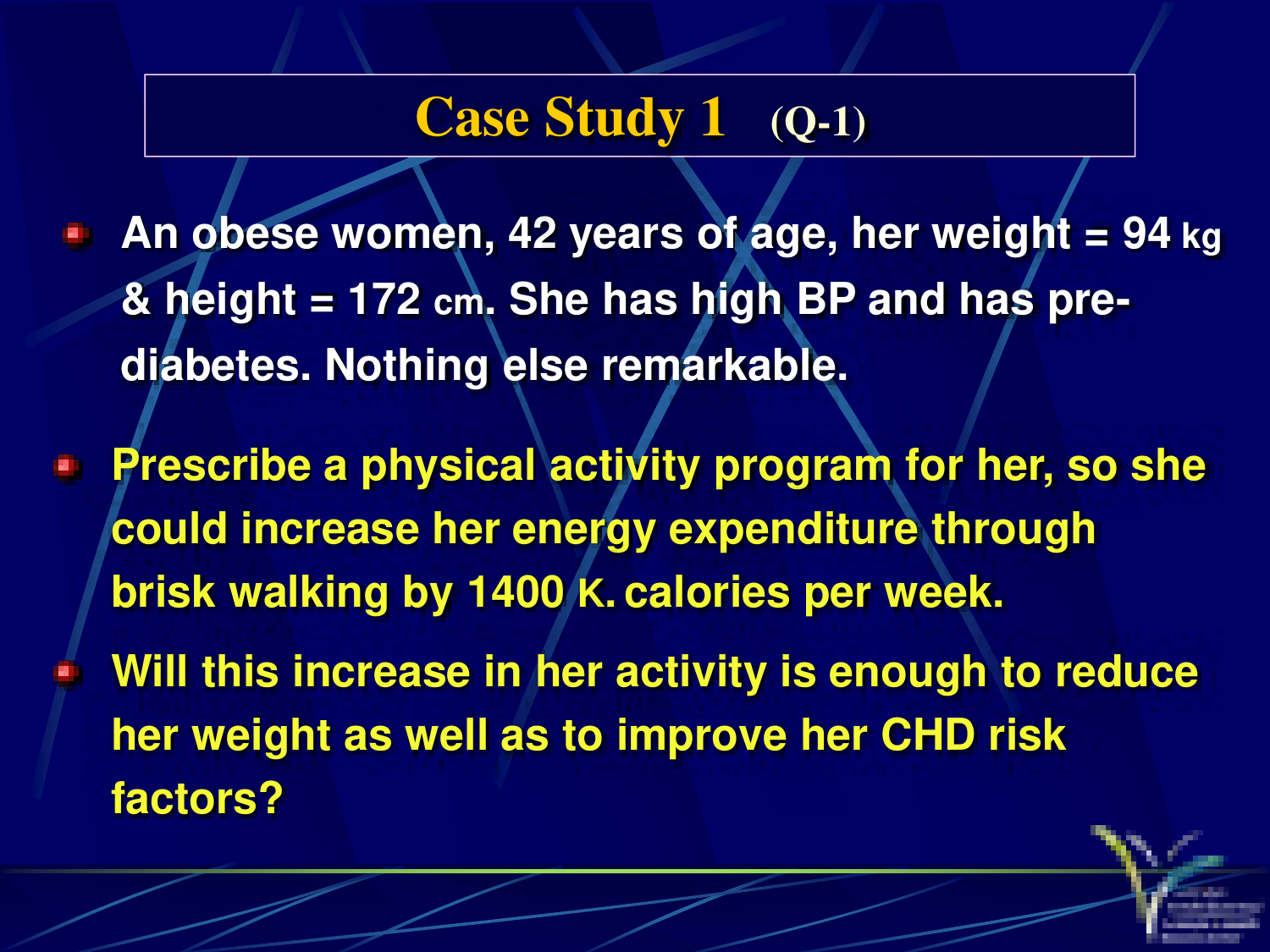# Case Study 1 (Q-1)

- An obese women, 42 years of age, her weight = 94 kg & height = 172 cm. She has high BP and has pre-diabetes. Nothing else remarkable.

- Prescribe a physical activity program for her, so she could increase her energy expenditure through brisk walking by 1400 K. calories per week.
- Will this increase in her activity is enough to reduce her weight as well as to improve her CHD risk factors?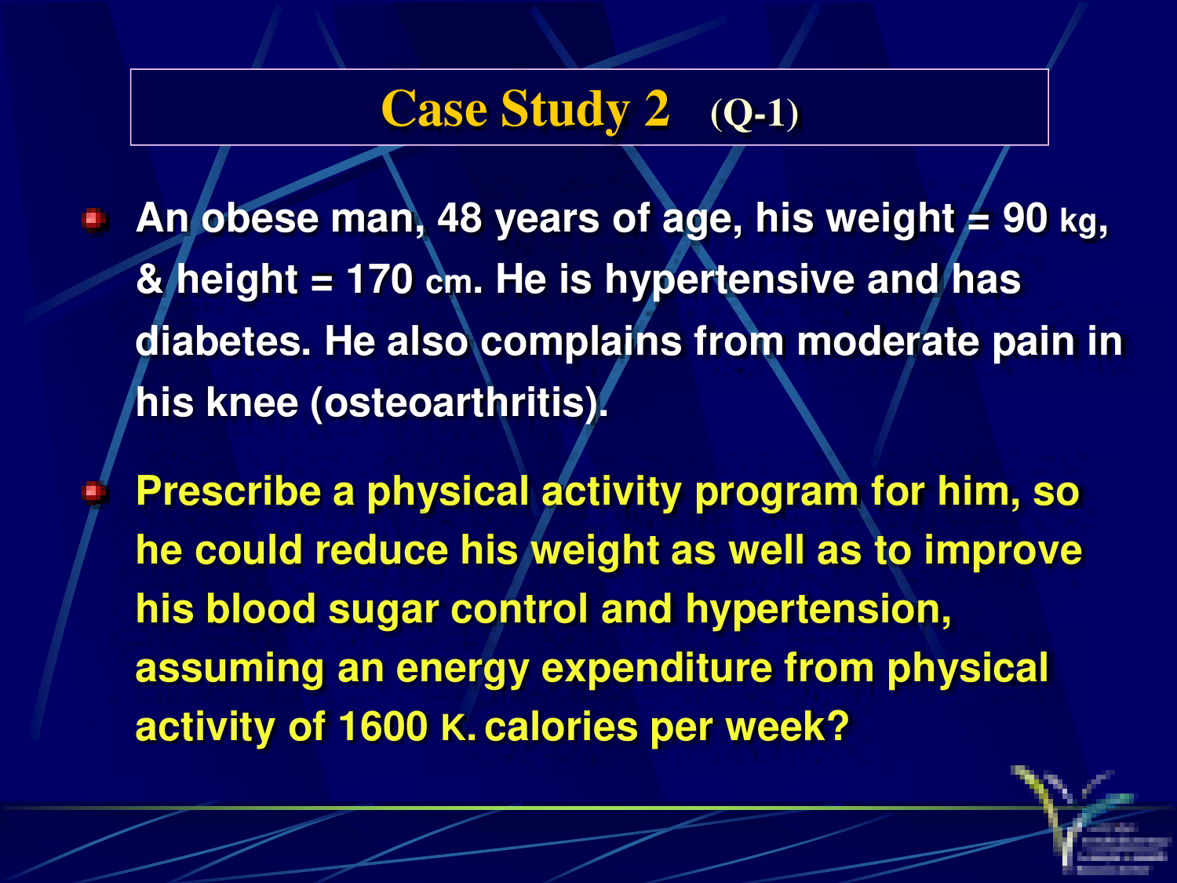# Case Study 2 (Q-1)

- An obese man, 48 years of age, his weight = 90 kg, & height = 170 cm. He is hypertensive and has diabetes. He also complains from moderate pain in his knee (osteoarthritis).
- Prescribe a physical activity program for him, so he could reduce his weight as well as to improve his blood sugar control and hypertension, assuming an energy expenditure from physical activity of 1600 K. calories per week?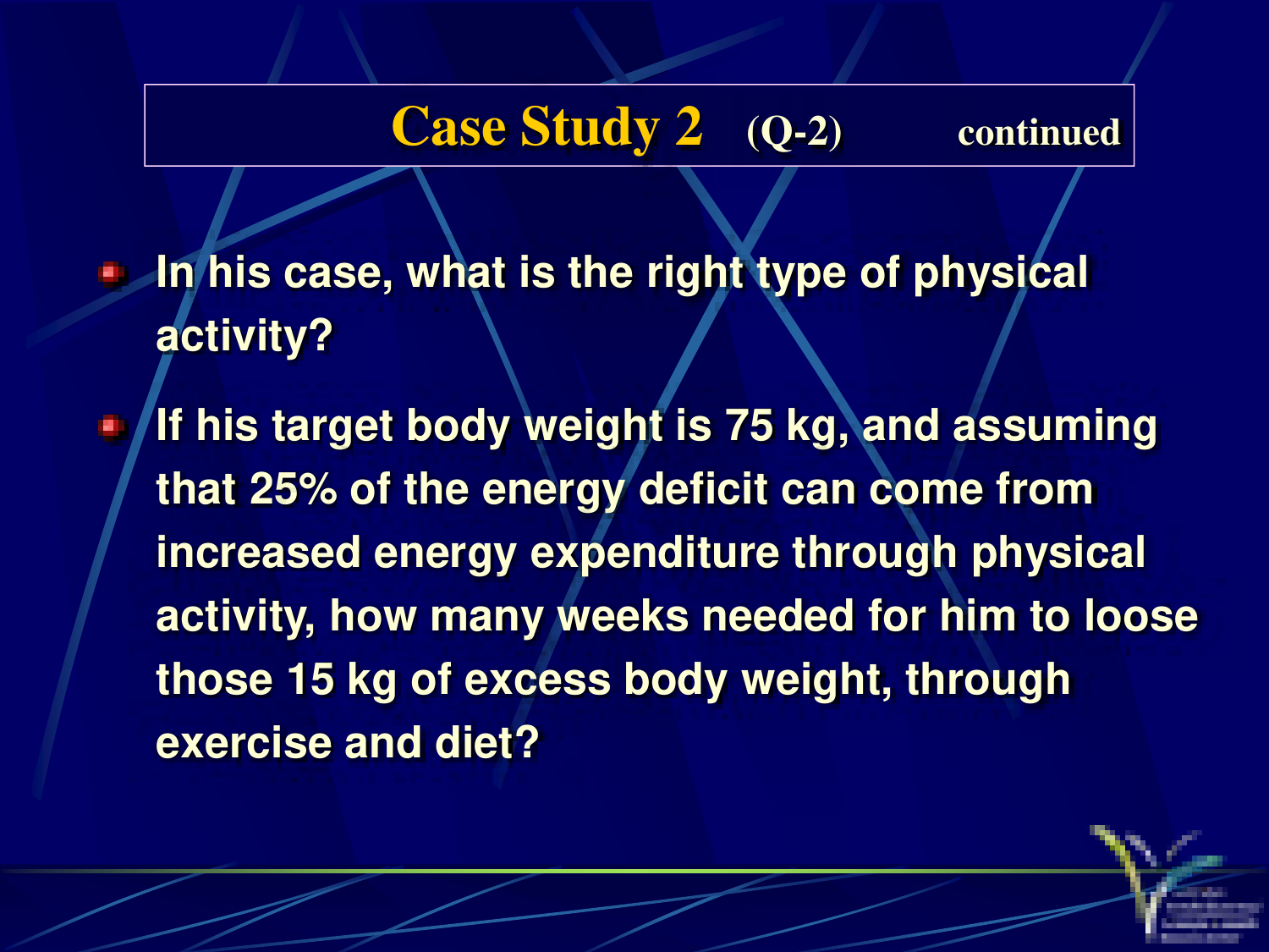# Case Study 2 (Q-2) continued

- In his case, what is the right type of physical activity?
- If his target body weight is 75 kg, and assuming that 25% of the energy deficit can come from increased energy expenditure through physical activity, how many weeks needed for him to loose those 15 kg of excess body weight, through exercise and diet?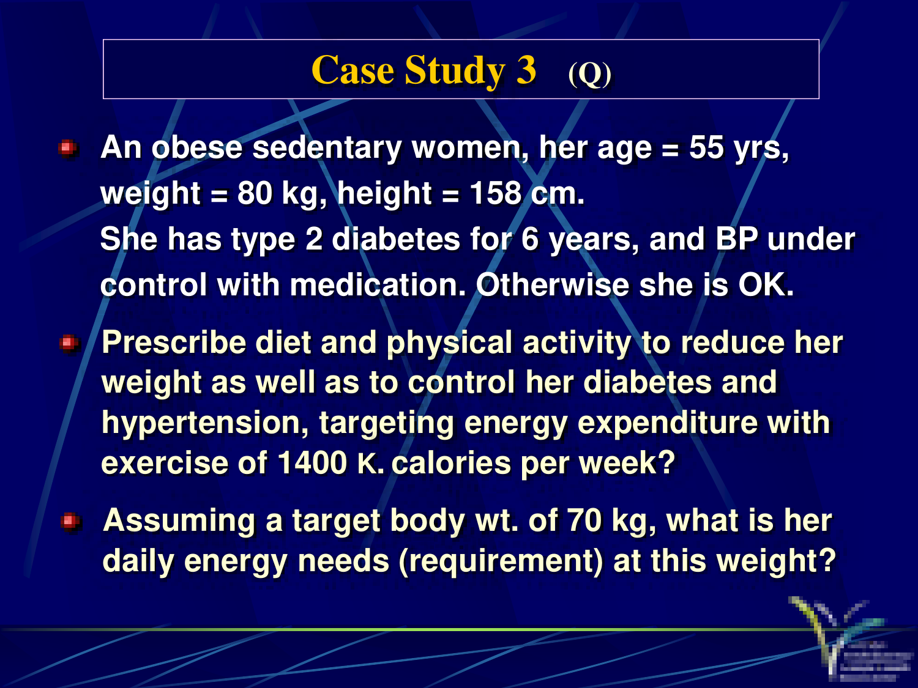# Case Study 3 (Q)

- An obese sedentary women, her age = 55 yrs, weight = 80 kg, height = 158 cm.
  She has type 2 diabetes for 6 years, and BP under control with medication. Otherwise she is OK.
- Prescribe diet and physical activity to reduce her weight as well as to control her diabetes and hypertension, targeting energy expenditure with exercise of 1400 K. calories per week?
- Assuming a target body wt. of 70 kg, what is her daily energy needs (requirement) at this weight?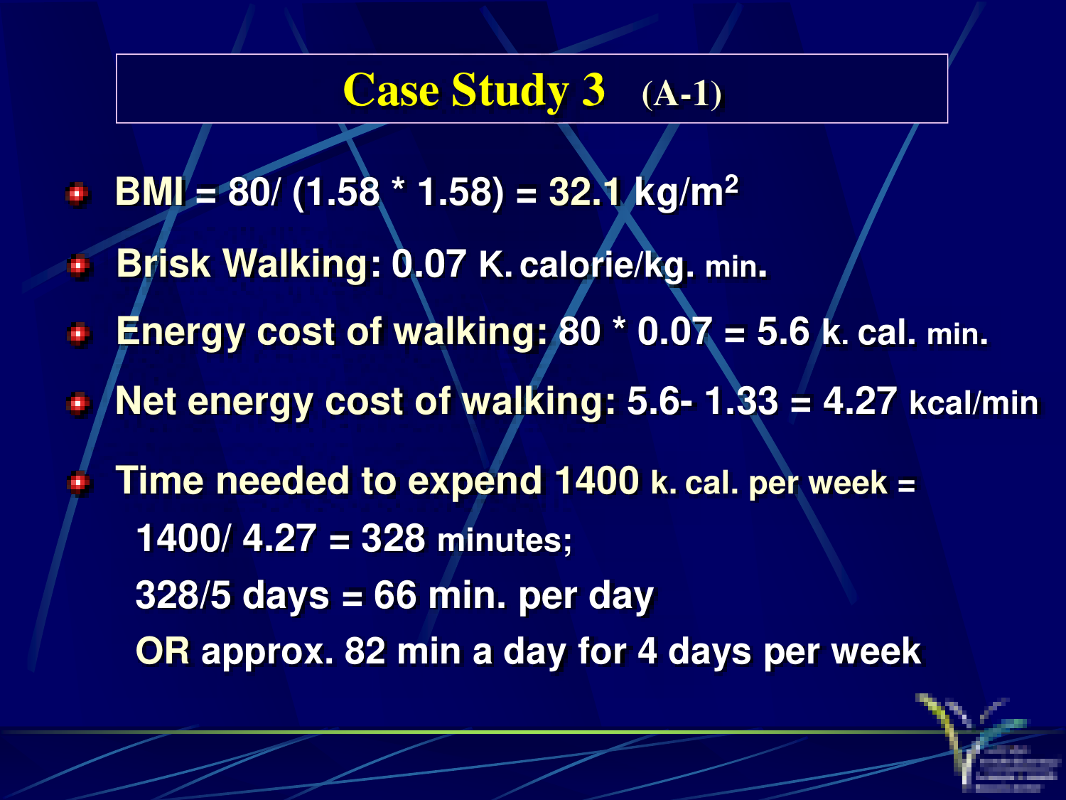# Case Study 3 (A-1)

- BMI = 80/ (1.58 * 1.58) = 32.1 kg/m$^2$
- Brisk Walking: 0.07 K. calorie/kg. min.
- Energy cost of walking: 80 * 0.07 = 5.6 k. cal. min.
- Net energy cost of walking: 5.6- 1.33 = 4.27 kcal/min
- Time needed to expend 1400 k. cal. per week =

  1400/ 4.27 = 328 minutes;

  328/5 days = 66 min. per day

  OR approx. 82 min a day for 4 days per week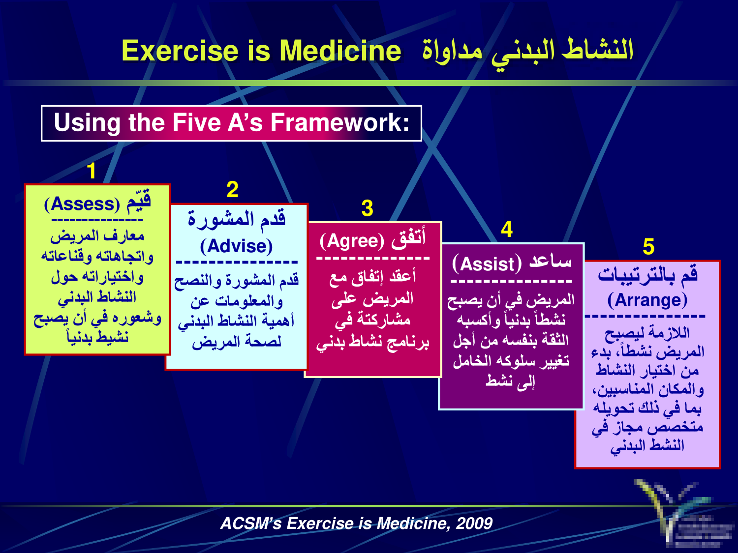# Exercise is Medicine النشاط البدني مداواة

## Using the Five A's Framework:

**1**

**قيّم (Assess)**

---------------

معارف المريض واتجاهاته وقناعاته واختياراته حول النشاط البدني وشعوره في أن يصبح نشيط بدنياً

**2**

**قدم المشورة (Advise)**

---------------

قدم المشورة والنصح والمعلومات عن أهمية النشاط البدني لصحة المريض

**3**

**أتفق (Agree)**

---------------

أعقد إتفاق مع المريض على مشاركتة في برنامج نشاط بدني

**4**

**ساعد (Assist)**

---------------

المريض في أن يصبح نشطاً بدنياً وأكسبه الثقة بنفسه من أجل تغيير سلوكه الخامل إلى نشط

**5**

**قم بالترتيبات (Arrange)**

---------------

اللازمة ليصبح المريض نشطاً، بدء من اختيار النشاط والمكان المناسبين، بما في ذلك تحويله متخصص مجاز في النشط البدني

*ACSM's Exercise is Medicine, 2009*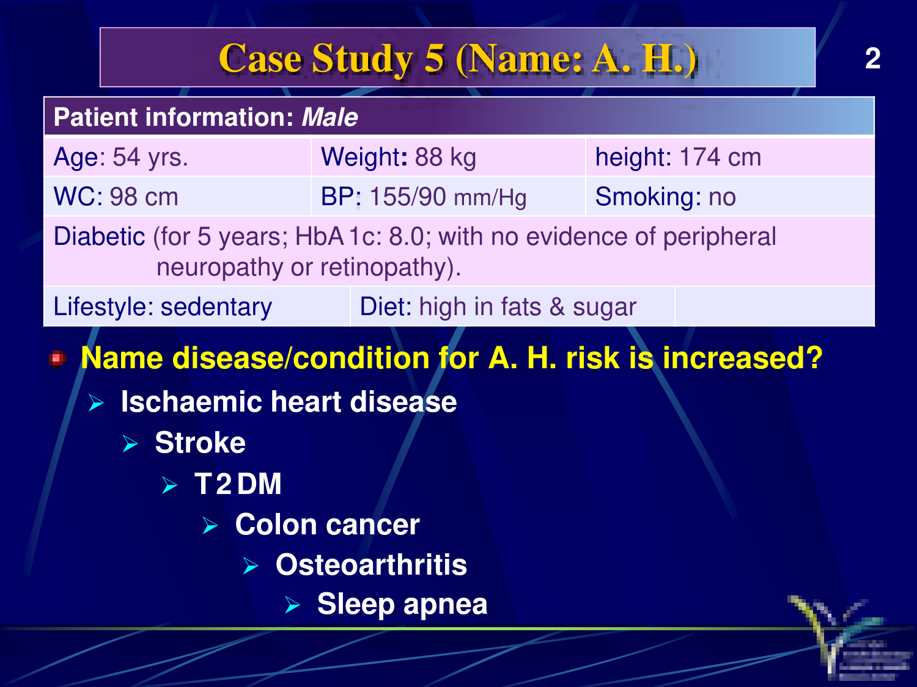# Case Study 5 (Name: A. H.)

| Patient information: *Male* | | |
|---|---|---|
| Age: 54 yrs. | Weight: 88 kg | height: 174 cm |
| WC: 98 cm | BP: 155/90 mm/Hg | Smoking: no |
| Diabetic (for 5 years; HbA1c: 8.0; with no evidence of peripheral neuropathy or retinopathy). | | |
| Lifestyle: sedentary | Diet: high in fats & sugar | |

- **Name disease/condition for A. H. risk is increased?**
  - **Ischaemic heart disease**
  - **Stroke**
  - **T2DM**
  - **Colon cancer**
  - **Osteoarthritis**
  - **Sleep apnea**